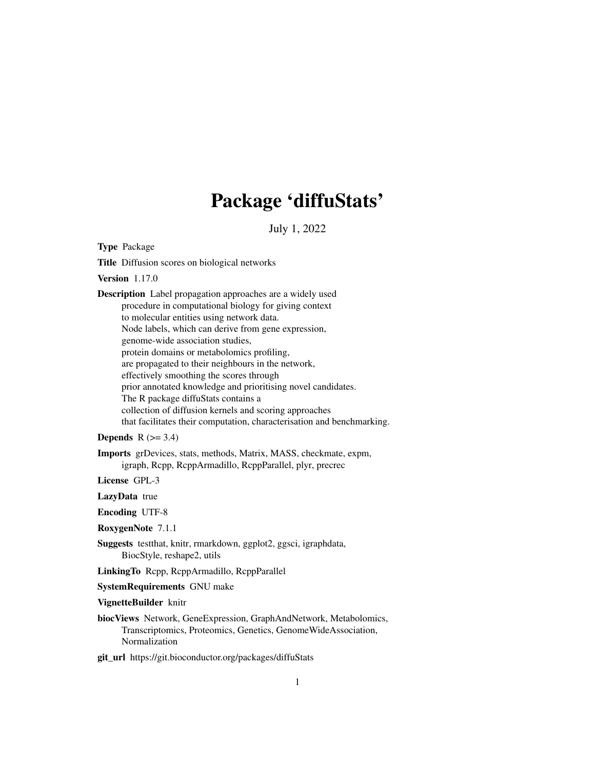# Package 'diffuStats'

July 1, 2022

**Type** Package

**Title** Diffusion scores on biological networks

**Version** 1.17.0

**Description** Label propagation approaches are a widely used procedure in computational biology for giving context to molecular entities using network data. Node labels, which can derive from gene expression, genome-wide association studies, protein domains or metabolomics profiling, are propagated to their neighbours in the network, effectively smoothing the scores through prior annotated knowledge and prioritising novel candidates. The R package diffuStats contains a collection of diffusion kernels and scoring approaches that facilitates their computation, characterisation and benchmarking.

**Depends** R (>= 3.4)

**Imports** grDevices, stats, methods, Matrix, MASS, checkmate, expm, igraph, Rcpp, RcppArmadillo, RcppParallel, plyr, precrec

**License** GPL-3

**LazyData** true

**Encoding** UTF-8

**RoxygenNote** 7.1.1

**Suggests** testthat, knitr, rmarkdown, ggplot2, ggsci, igraphdata, BiocStyle, reshape2, utils

**LinkingTo** Rcpp, RcppArmadillo, RcppParallel

**SystemRequirements** GNU make

**VignetteBuilder** knitr

**biocViews** Network, GeneExpression, GraphAndNetwork, Metabolomics, Transcriptomics, Proteomics, Genetics, GenomeWideAssociation, Normalization

**git_url** https://git.bioconductor.org/packages/diffuStats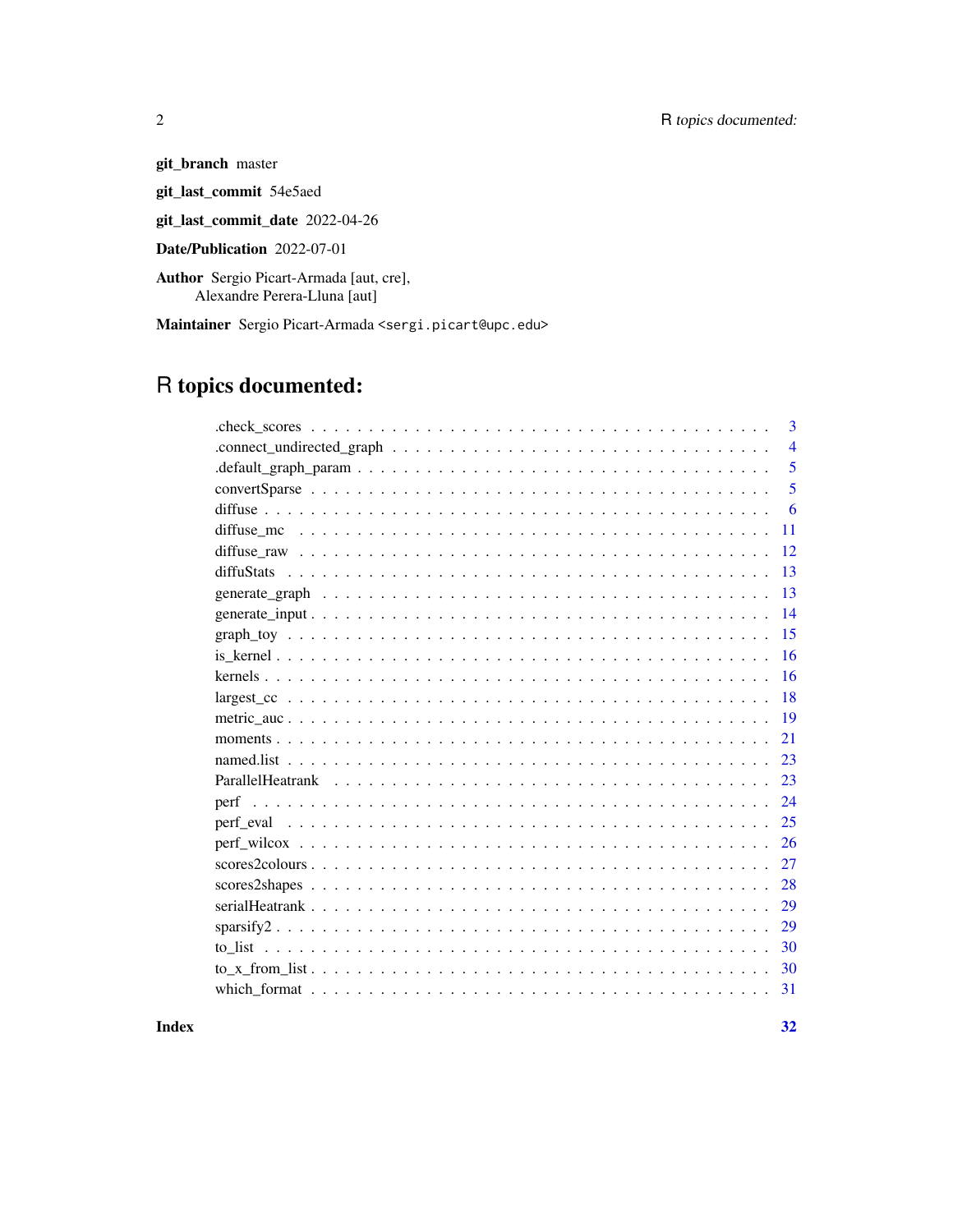**git_branch** master

**git_last_commit** 54e5aed

**git_last_commit_date** 2022-04-26

**Date/Publication** 2022-07-01

**Author** Sergio Picart-Armada [aut, cre],
Alexandre Perera-Lluna [aut]

**Maintainer** Sergio Picart-Armada <sergi.picart@upc.edu>

# R topics documented:

| | |
|---|---|
| .check_scores | 3 |
| .connect_undirected_graph | 4 |
| .default_graph_param | 5 |
| convertSparse | 5 |
| diffuse | 6 |
| diffuse_mc | 11 |
| diffuse_raw | 12 |
| diffuStats | 13 |
| generate_graph | 13 |
| generate_input | 14 |
| graph_toy | 15 |
| is_kernel | 16 |
| kernels | 16 |
| largest_cc | 18 |
| metric_auc | 19 |
| moments | 21 |
| named.list | 23 |
| ParallelHeatrank | 23 |
| perf | 24 |
| perf_eval | 25 |
| perf_wilcox | 26 |
| scores2colours | 27 |
| scores2shapes | 28 |
| serialHeatrank | 29 |
| sparsify2 | 29 |
| to_list | 30 |
| to_x_from_list | 30 |
| which_format | 31 |

**Index** **32**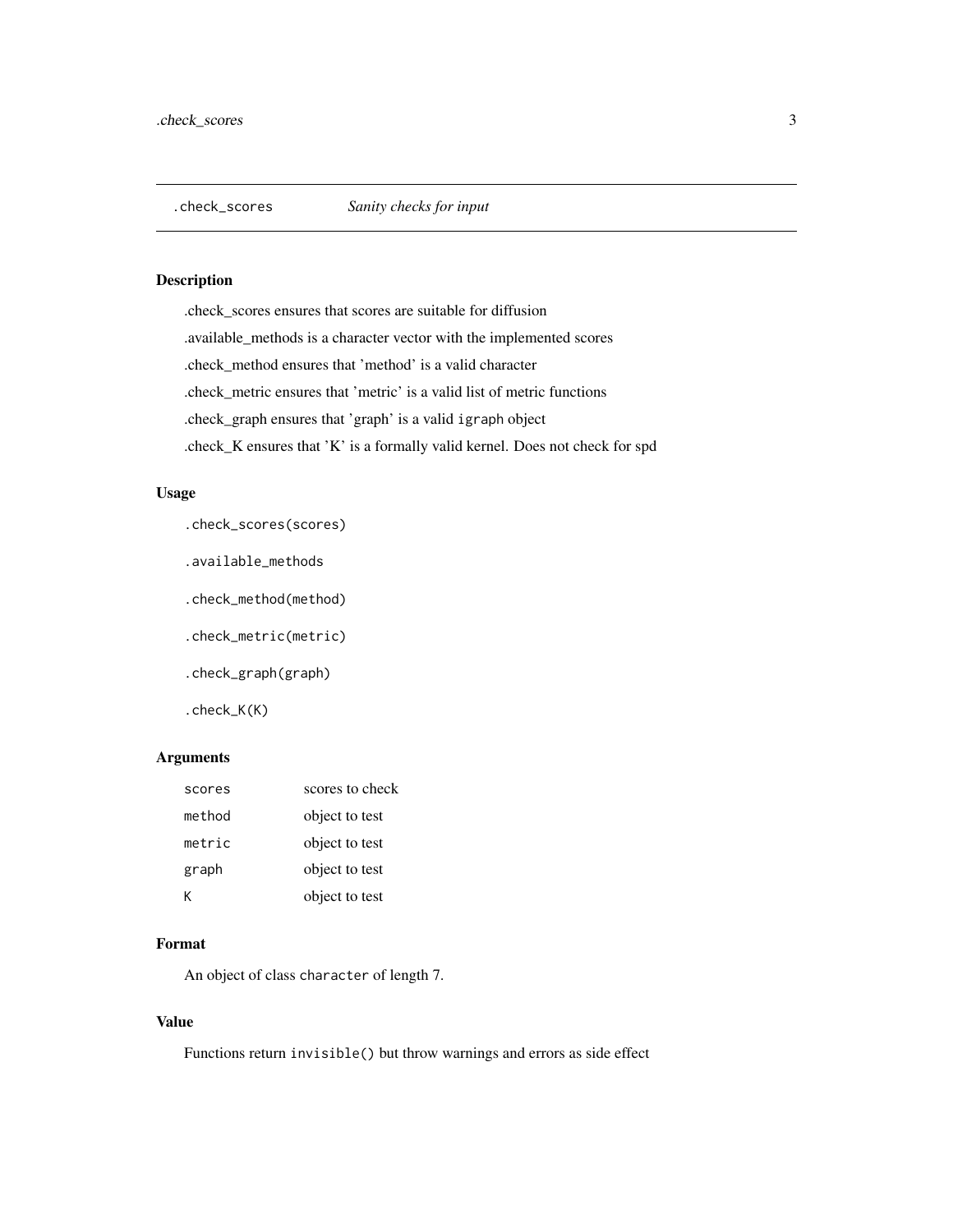.check_scores *Sanity checks for input*

## Description

.check_scores ensures that scores are suitable for diffusion

.available_methods is a character vector with the implemented scores

.check_method ensures that 'method' is a valid character

.check_metric ensures that 'metric' is a valid list of metric functions

.check_graph ensures that 'graph' is a valid igraph object

.check_K ensures that 'K' is a formally valid kernel. Does not check for spd

## Usage

```
.check_scores(scores)

.available_methods

.check_method(method)

.check_metric(metric)

.check_graph(graph)

.check_K(K)
```

## Arguments

| | |
|---|---|
| scores | scores to check |
| method | object to test |
| metric | object to test |
| graph | object to test |
| K | object to test |

## Format

An object of class character of length 7.

## Value

Functions return invisible() but throw warnings and errors as side effect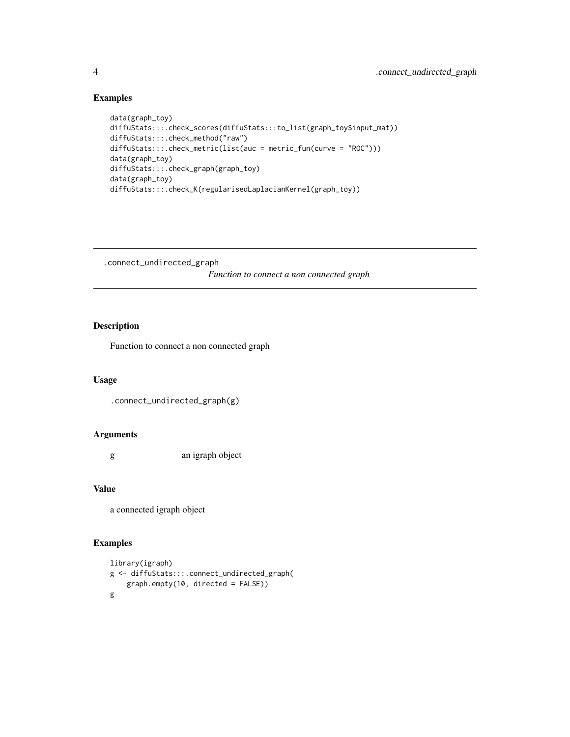## Examples

```
data(graph_toy)
diffuStats:::.check_scores(diffuStats:::to_list(graph_toy$input_mat))
diffuStats:::.check_method("raw")
diffuStats:::.check_metric(list(auc = metric_fun(curve = "ROC")))
data(graph_toy)
diffuStats:::.check_graph(graph_toy)
data(graph_toy)
diffuStats:::.check_K(regularisedLaplacianKernel(graph_toy))
```

---

# .connect_undirected_graph

*Function to connect a non connected graph*

## Description

Function to connect a non connected graph

## Usage

```
.connect_undirected_graph(g)
```

## Arguments

g    an igraph object

## Value

a connected igraph object

## Examples

```
library(igraph)
g <- diffuStats:::.connect_undirected_graph(
    graph.empty(10, directed = FALSE))
g
```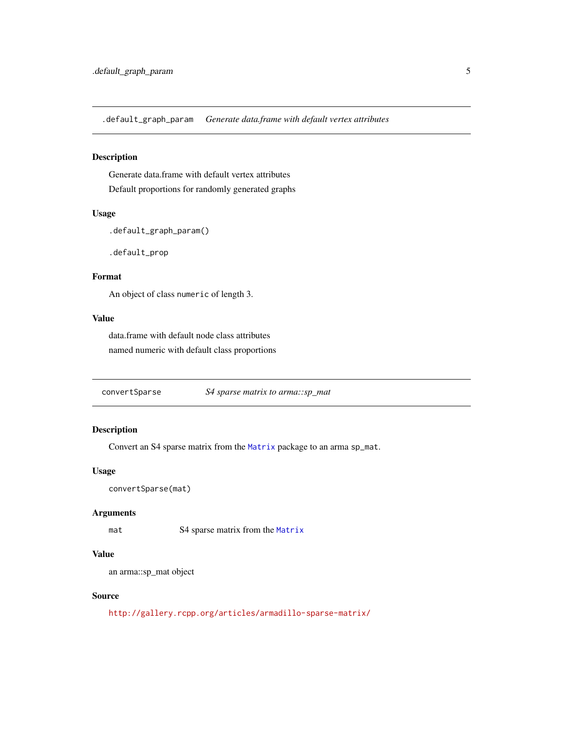## .default_graph_param — *Generate data.frame with default vertex attributes*

### Description

Generate data.frame with default vertex attributes

Default proportions for randomly generated graphs

### Usage

```
.default_graph_param()

.default_prop
```

### Format

An object of class `numeric` of length 3.

### Value

data.frame with default node class attributes

named numeric with default class proportions

## convertSparse — *S4 sparse matrix to arma::sp_mat*

### Description

Convert an S4 sparse matrix from the `Matrix` package to an arma `sp_mat`.

### Usage

```
convertSparse(mat)
```

### Arguments

| | |
|---|---|
| `mat` | S4 sparse matrix from the `Matrix` |

### Value

an arma::sp_mat object

### Source

http://gallery.rcpp.org/articles/armadillo-sparse-matrix/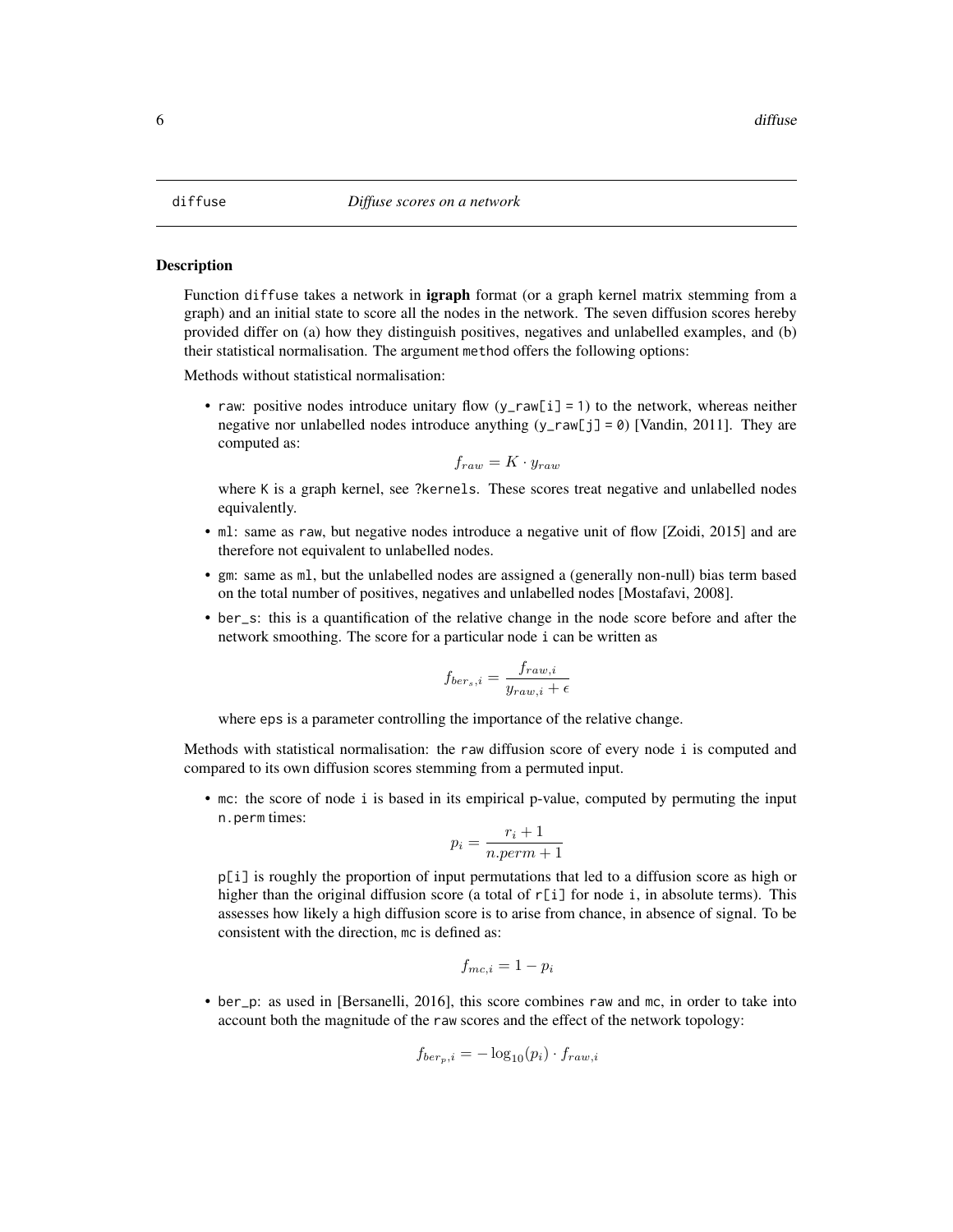diffuse *Diffuse scores on a network*

## Description

Function diffuse takes a network in **igraph** format (or a graph kernel matrix stemming from a graph) and an initial state to score all the nodes in the network. The seven diffusion scores hereby provided differ on (a) how they distinguish positives, negatives and unlabelled examples, and (b) their statistical normalisation. The argument method offers the following options:

Methods without statistical normalisation:

- raw: positive nodes introduce unitary flow (y_raw[i] = 1) to the network, whereas neither negative nor unlabelled nodes introduce anything (y_raw[j] = 0) [Vandin, 2011]. They are computed as:

$$f_{raw} = K \cdot y_{raw}$$

  where K is a graph kernel, see ?kernels. These scores treat negative and unlabelled nodes equivalently.
- ml: same as raw, but negative nodes introduce a negative unit of flow [Zoidi, 2015] and are therefore not equivalent to unlabelled nodes.
- gm: same as ml, but the unlabelled nodes are assigned a (generally non-null) bias term based on the total number of positives, negatives and unlabelled nodes [Mostafavi, 2008].
- ber_s: this is a quantification of the relative change in the node score before and after the network smoothing. The score for a particular node i can be written as

$$f_{ber_s,i} = \frac{f_{raw,i}}{y_{raw,i} + \epsilon}$$

  where eps is a parameter controlling the importance of the relative change.

Methods with statistical normalisation: the raw diffusion score of every node i is computed and compared to its own diffusion scores stemming from a permuted input.

- mc: the score of node i is based in its empirical p-value, computed by permuting the input n.perm times:

$$p_i = \frac{r_i + 1}{n.perm + 1}$$

  p[i] is roughly the proportion of input permutations that led to a diffusion score as high or higher than the original diffusion score (a total of r[i] for node i, in absolute terms). This assesses how likely a high diffusion score is to arise from chance, in absence of signal. To be consistent with the direction, mc is defined as:

$$f_{mc,i} = 1 - p_i$$

- ber_p: as used in [Bersanelli, 2016], this score combines raw and mc, in order to take into account both the magnitude of the raw scores and the effect of the network topology:

$$f_{ber_p,i} = -\log_{10}(p_i) \cdot f_{raw,i}$$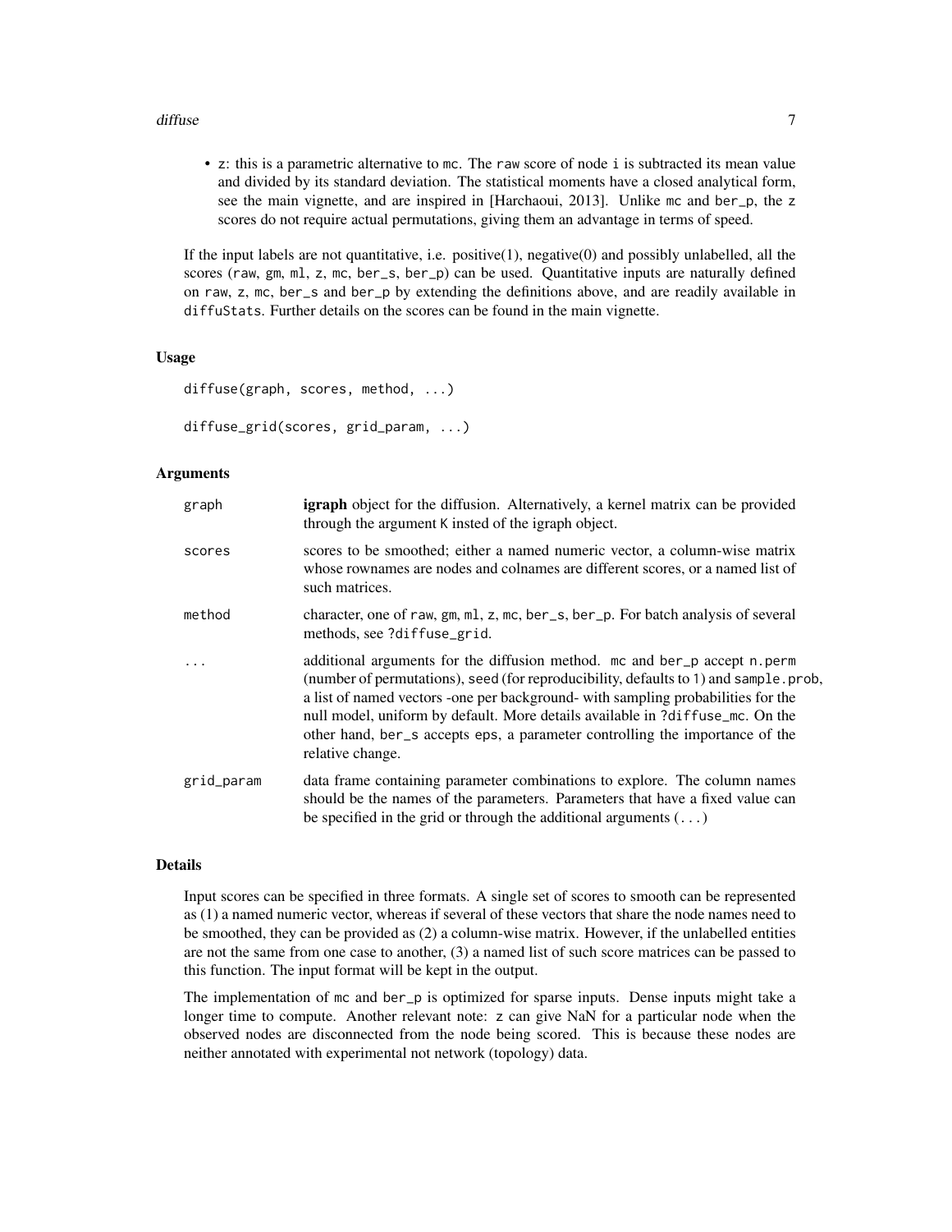- z: this is a parametric alternative to mc. The raw score of node i is subtracted its mean value and divided by its standard deviation. The statistical moments have a closed analytical form, see the main vignette, and are inspired in [Harchaoui, 2013]. Unlike mc and ber_p, the z scores do not require actual permutations, giving them an advantage in terms of speed.

If the input labels are not quantitative, i.e. positive(1), negative(0) and possibly unlabelled, all the scores (raw, gm, ml, z, mc, ber_s, ber_p) can be used. Quantitative inputs are naturally defined on raw, z, mc, ber_s and ber_p by extending the definitions above, and are readily available in diffuStats. Further details on the scores can be found in the main vignette.

### Usage

```
diffuse(graph, scores, method, ...)

diffuse_grid(scores, grid_param, ...)
```

### Arguments

| | |
|---|---|
| graph | **igraph** object for the diffusion. Alternatively, a kernel matrix can be provided through the argument K insted of the igraph object. |
| scores | scores to be smoothed; either a named numeric vector, a column-wise matrix whose rownames are nodes and colnames are different scores, or a named list of such matrices. |
| method | character, one of raw, gm, ml, z, mc, ber_s, ber_p. For batch analysis of several methods, see ?diffuse_grid. |
| ... | additional arguments for the diffusion method. mc and ber_p accept n.perm (number of permutations), seed (for reproducibility, defaults to 1) and sample.prob, a list of named vectors -one per background- with sampling probabilities for the null model, uniform by default. More details available in ?diffuse_mc. On the other hand, ber_s accepts eps, a parameter controlling the importance of the relative change. |
| grid_param | data frame containing parameter combinations to explore. The column names should be the names of the parameters. Parameters that have a fixed value can be specified in the grid or through the additional arguments (...) |

### Details

Input scores can be specified in three formats. A single set of scores to smooth can be represented as (1) a named numeric vector, whereas if several of these vectors that share the node names need to be smoothed, they can be provided as (2) a column-wise matrix. However, if the unlabelled entities are not the same from one case to another, (3) a named list of such score matrices can be passed to this function. The input format will be kept in the output.

The implementation of mc and ber_p is optimized for sparse inputs. Dense inputs might take a longer time to compute. Another relevant note: z can give NaN for a particular node when the observed nodes are disconnected from the node being scored. This is because these nodes are neither annotated with experimental not network (topology) data.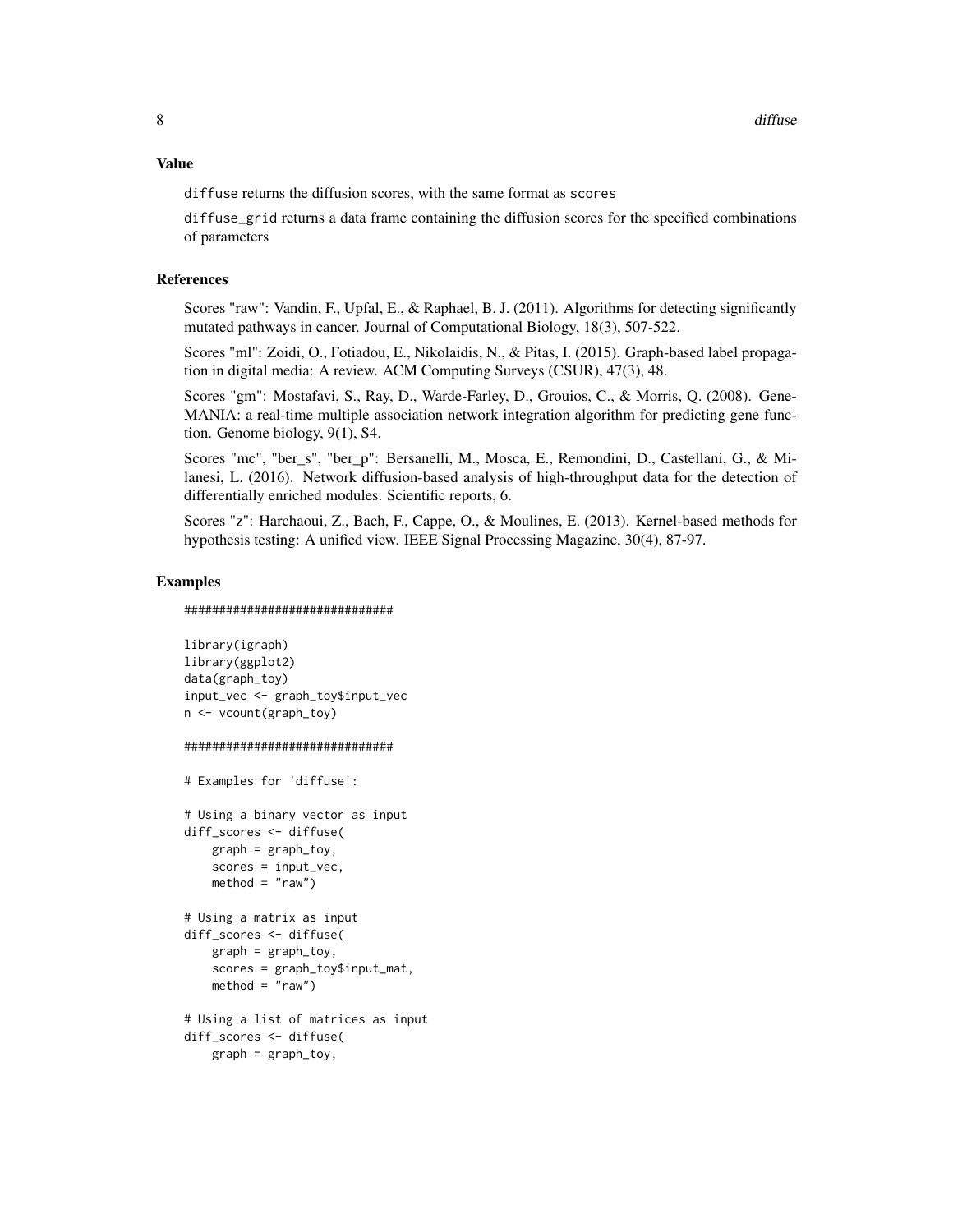### Value

diffuse returns the diffusion scores, with the same format as scores

diffuse_grid returns a data frame containing the diffusion scores for the specified combinations of parameters

### References

Scores "raw": Vandin, F., Upfal, E., & Raphael, B. J. (2011). Algorithms for detecting significantly mutated pathways in cancer. Journal of Computational Biology, 18(3), 507-522.

Scores "ml": Zoidi, O., Fotiadou, E., Nikolaidis, N., & Pitas, I. (2015). Graph-based label propagation in digital media: A review. ACM Computing Surveys (CSUR), 47(3), 48.

Scores "gm": Mostafavi, S., Ray, D., Warde-Farley, D., Grouios, C., & Morris, Q. (2008). GeneMANIA: a real-time multiple association network integration algorithm for predicting gene function. Genome biology, 9(1), S4.

Scores "mc", "ber_s", "ber_p": Bersanelli, M., Mosca, E., Remondini, D., Castellani, G., & Milanesi, L. (2016). Network diffusion-based analysis of high-throughput data for the detection of differentially enriched modules. Scientific reports, 6.

Scores "z": Harchaoui, Z., Bach, F., Cappe, O., & Moulines, E. (2013). Kernel-based methods for hypothesis testing: A unified view. IEEE Signal Processing Magazine, 30(4), 87-97.

### Examples

```
##############################

library(igraph)
library(ggplot2)
data(graph_toy)
input_vec <- graph_toy$input_vec
n <- vcount(graph_toy)

##############################

# Examples for 'diffuse':

# Using a binary vector as input
diff_scores <- diffuse(
    graph = graph_toy,
    scores = input_vec,
    method = "raw")

# Using a matrix as input
diff_scores <- diffuse(
    graph = graph_toy,
    scores = graph_toy$input_mat,
    method = "raw")

# Using a list of matrices as input
diff_scores <- diffuse(
    graph = graph_toy,
```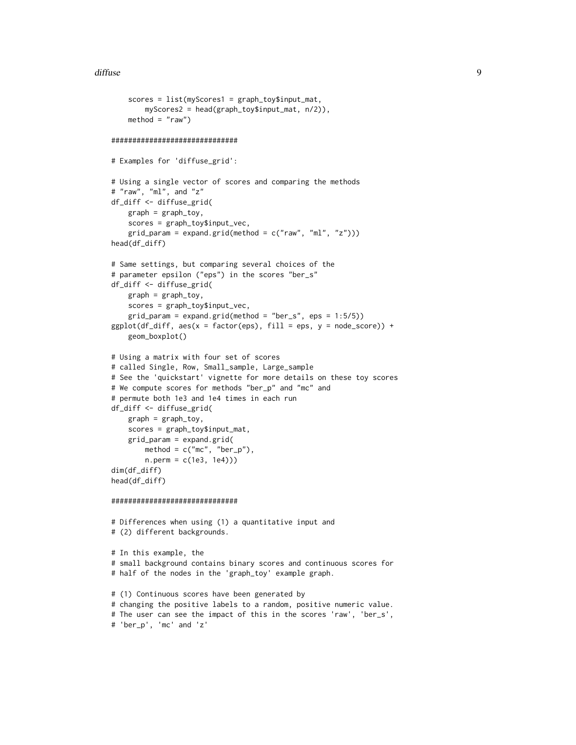```
    scores = list(myScores1 = graph_toy$input_mat,
        myScores2 = head(graph_toy$input_mat, n/2)),
    method = "raw")

##############################

# Examples for 'diffuse_grid':

# Using a single vector of scores and comparing the methods
# "raw", "ml", and "z"
df_diff <- diffuse_grid(
    graph = graph_toy,
    scores = graph_toy$input_vec,
    grid_param = expand.grid(method = c("raw", "ml", "z")))
head(df_diff)

# Same settings, but comparing several choices of the
# parameter epsilon ("eps") in the scores "ber_s"
df_diff <- diffuse_grid(
    graph = graph_toy,
    scores = graph_toy$input_vec,
    grid_param = expand.grid(method = "ber_s", eps = 1:5/5))
ggplot(df_diff, aes(x = factor(eps), fill = eps, y = node_score)) +
    geom_boxplot()

# Using a matrix with four set of scores
# called Single, Row, Small_sample, Large_sample
# See the 'quickstart' vignette for more details on these toy scores
# We compute scores for methods "ber_p" and "mc" and
# permute both 1e3 and 1e4 times in each run
df_diff <- diffuse_grid(
    graph = graph_toy,
    scores = graph_toy$input_mat,
    grid_param = expand.grid(
        method = c("mc", "ber_p"),
        n.perm = c(1e3, 1e4)))
dim(df_diff)
head(df_diff)

##############################

# Differences when using (1) a quantitative input and
# (2) different backgrounds.

# In this example, the
# small background contains binary scores and continuous scores for
# half of the nodes in the 'graph_toy' example graph.

# (1) Continuous scores have been generated by
# changing the positive labels to a random, positive numeric value.
# The user can see the impact of this in the scores 'raw', 'ber_s',
# 'ber_p', 'mc' and 'z'
```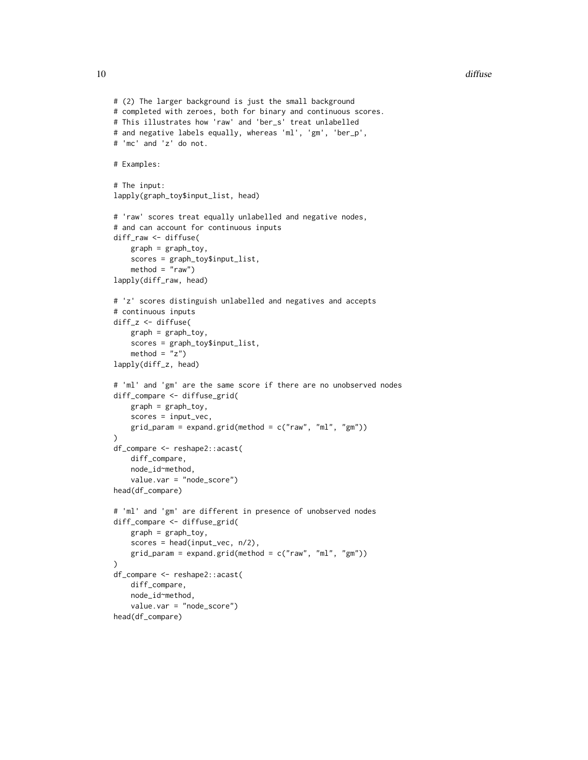```
# (2) The larger background is just the small background
# completed with zeroes, both for binary and continuous scores.
# This illustrates how 'raw' and 'ber_s' treat unlabelled
# and negative labels equally, whereas 'ml', 'gm', 'ber_p',
# 'mc' and 'z' do not.

# Examples:

# The input:
lapply(graph_toy$input_list, head)

# 'raw' scores treat equally unlabelled and negative nodes,
# and can account for continuous inputs
diff_raw <- diffuse(
    graph = graph_toy,
    scores = graph_toy$input_list,
    method = "raw")
lapply(diff_raw, head)

# 'z' scores distinguish unlabelled and negatives and accepts
# continuous inputs
diff_z <- diffuse(
    graph = graph_toy,
    scores = graph_toy$input_list,
    method = "z")
lapply(diff_z, head)

# 'ml' and 'gm' are the same score if there are no unobserved nodes
diff_compare <- diffuse_grid(
    graph = graph_toy,
    scores = input_vec,
    grid_param = expand.grid(method = c("raw", "ml", "gm"))
)
df_compare <- reshape2::acast(
    diff_compare,
    node_id~method,
    value.var = "node_score")
head(df_compare)

# 'ml' and 'gm' are different in presence of unobserved nodes
diff_compare <- diffuse_grid(
    graph = graph_toy,
    scores = head(input_vec, n/2),
    grid_param = expand.grid(method = c("raw", "ml", "gm"))
)
df_compare <- reshape2::acast(
    diff_compare,
    node_id~method,
    value.var = "node_score")
head(df_compare)
```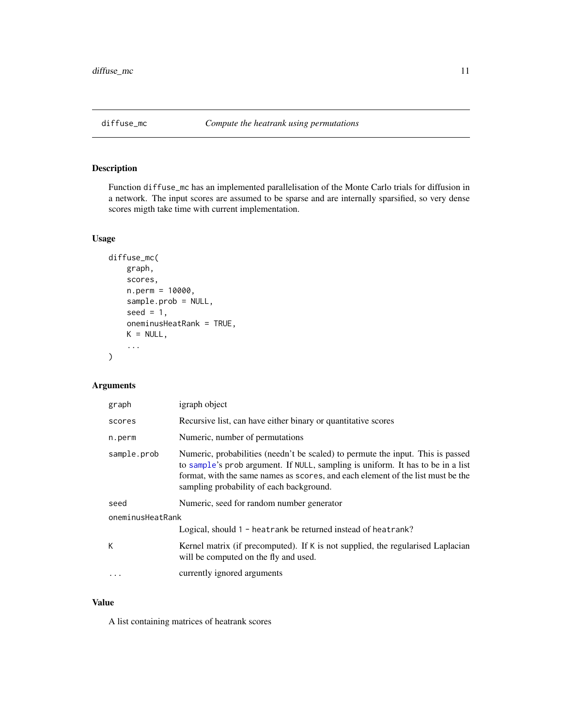# diffuse_mc — *Compute the heatrank using permutations*

## Description

Function `diffuse_mc` has an implemented parallelisation of the Monte Carlo trials for diffusion in a network. The input scores are assumed to be sparse and are internally sparsified, so very dense scores migth take time with current implementation.

## Usage

```
diffuse_mc(
    graph,
    scores,
    n.perm = 10000,
    sample.prob = NULL,
    seed = 1,
    oneminusHeatRank = TRUE,
    K = NULL,
    ...
)
```

## Arguments

| | |
|---|---|
| `graph` | igraph object |
| `scores` | Recursive list, can have either binary or quantitative scores |
| `n.perm` | Numeric, number of permutations |
| `sample.prob` | Numeric, probabilities (needn't be scaled) to permute the input. This is passed to `sample`'s `prob` argument. If `NULL`, sampling is uniform. It has to be in a list format, with the same names as `scores`, and each element of the list must be the sampling probability of each background. |
| `seed` | Numeric, seed for random number generator |
| `oneminusHeatRank` | Logical, should `1 - heatrank` be returned instead of `heatrank`? |
| `K` | Kernel matrix (if precomputed). If `K` is not supplied, the regularised Laplacian will be computed on the fly and used. |
| `...` | currently ignored arguments |

## Value

A list containing matrices of heatrank scores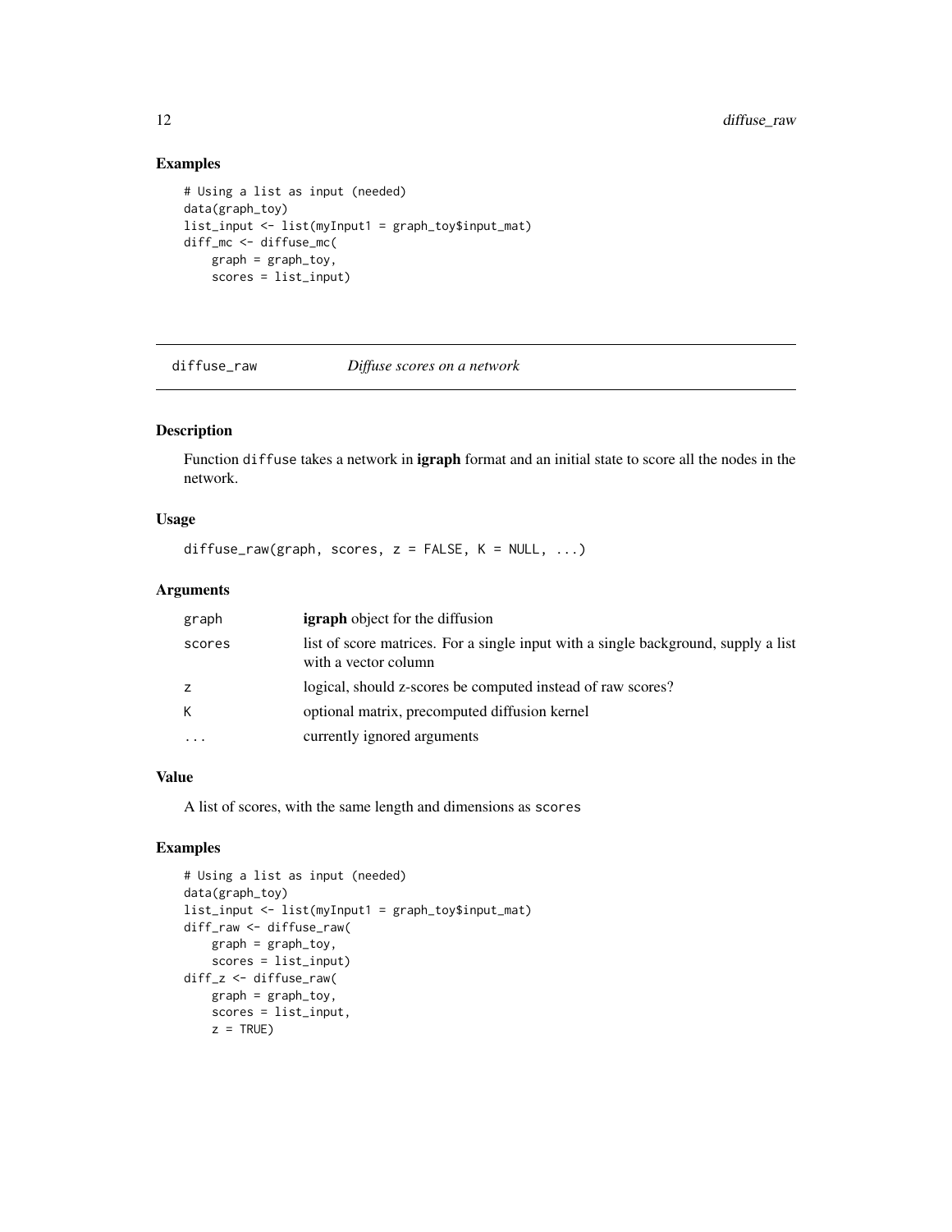## Examples

```
# Using a list as input (needed)
data(graph_toy)
list_input <- list(myInput1 = graph_toy$input_mat)
diff_mc <- diffuse_mc(
    graph = graph_toy,
    scores = list_input)
```

---

# diffuse_raw *Diffuse scores on a network*

---

## Description

Function `diffuse` takes a network in **igraph** format and an initial state to score all the nodes in the network.

## Usage

```
diffuse_raw(graph, scores, z = FALSE, K = NULL, ...)
```

## Arguments

| | |
|---|---|
| `graph` | **igraph** object for the diffusion |
| `scores` | list of score matrices. For a single input with a single background, supply a list with a vector column |
| `z` | logical, should z-scores be computed instead of raw scores? |
| `K` | optional matrix, precomputed diffusion kernel |
| `...` | currently ignored arguments |

## Value

A list of scores, with the same length and dimensions as `scores`

## Examples

```
# Using a list as input (needed)
data(graph_toy)
list_input <- list(myInput1 = graph_toy$input_mat)
diff_raw <- diffuse_raw(
    graph = graph_toy,
    scores = list_input)
diff_z <- diffuse_raw(
    graph = graph_toy,
    scores = list_input,
    z = TRUE)
```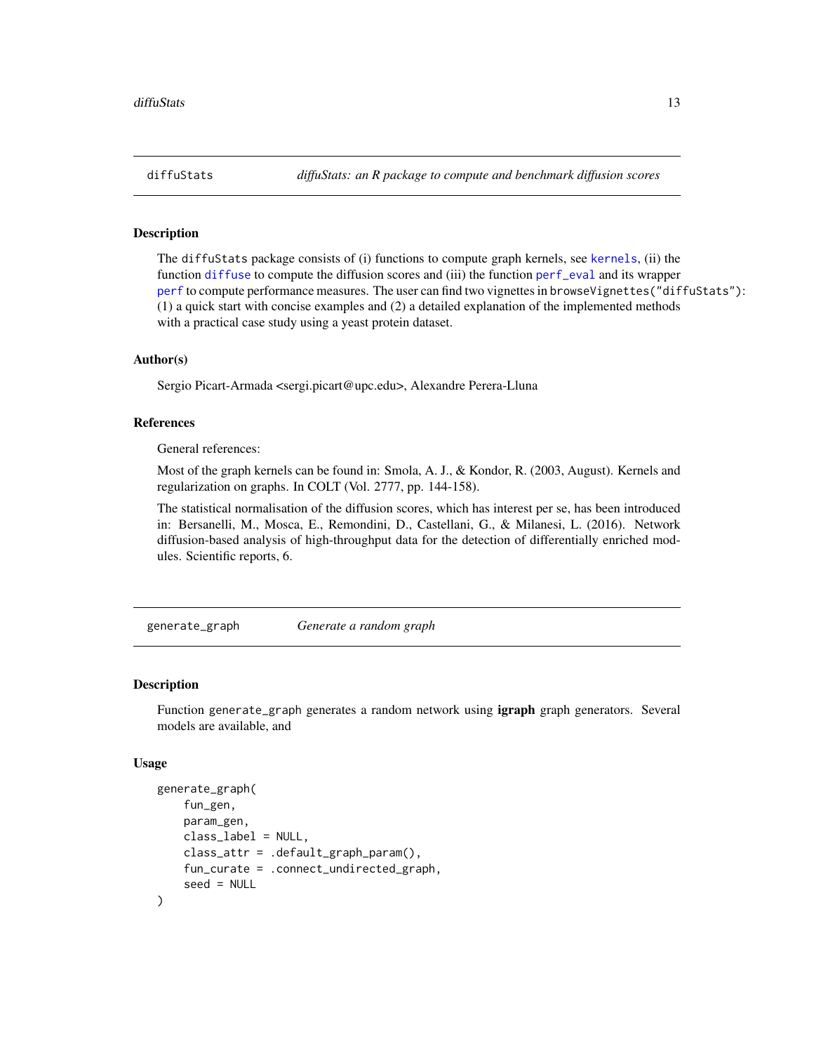## diffuStats — *diffuStats: an R package to compute and benchmark diffusion scores*

### Description

The diffuStats package consists of (i) functions to compute graph kernels, see kernels, (ii) the function diffuse to compute the diffusion scores and (iii) the function perf_eval and its wrapper perf to compute performance measures. The user can find two vignettes in browseVignettes("diffuStats"): (1) a quick start with concise examples and (2) a detailed explanation of the implemented methods with a practical case study using a yeast protein dataset.

### Author(s)

Sergio Picart-Armada <sergi.picart@upc.edu>, Alexandre Perera-Lluna

### References

General references:

Most of the graph kernels can be found in: Smola, A. J., & Kondor, R. (2003, August). Kernels and regularization on graphs. In COLT (Vol. 2777, pp. 144-158).

The statistical normalisation of the diffusion scores, which has interest per se, has been introduced in: Bersanelli, M., Mosca, E., Remondini, D., Castellani, G., & Milanesi, L. (2016). Network diffusion-based analysis of high-throughput data for the detection of differentially enriched modules. Scientific reports, 6.

## generate_graph — *Generate a random graph*

### Description

Function generate_graph generates a random network using **igraph** graph generators. Several models are available, and

### Usage

```
generate_graph(
    fun_gen,
    param_gen,
    class_label = NULL,
    class_attr = .default_graph_param(),
    fun_curate = .connect_undirected_graph,
    seed = NULL
)
```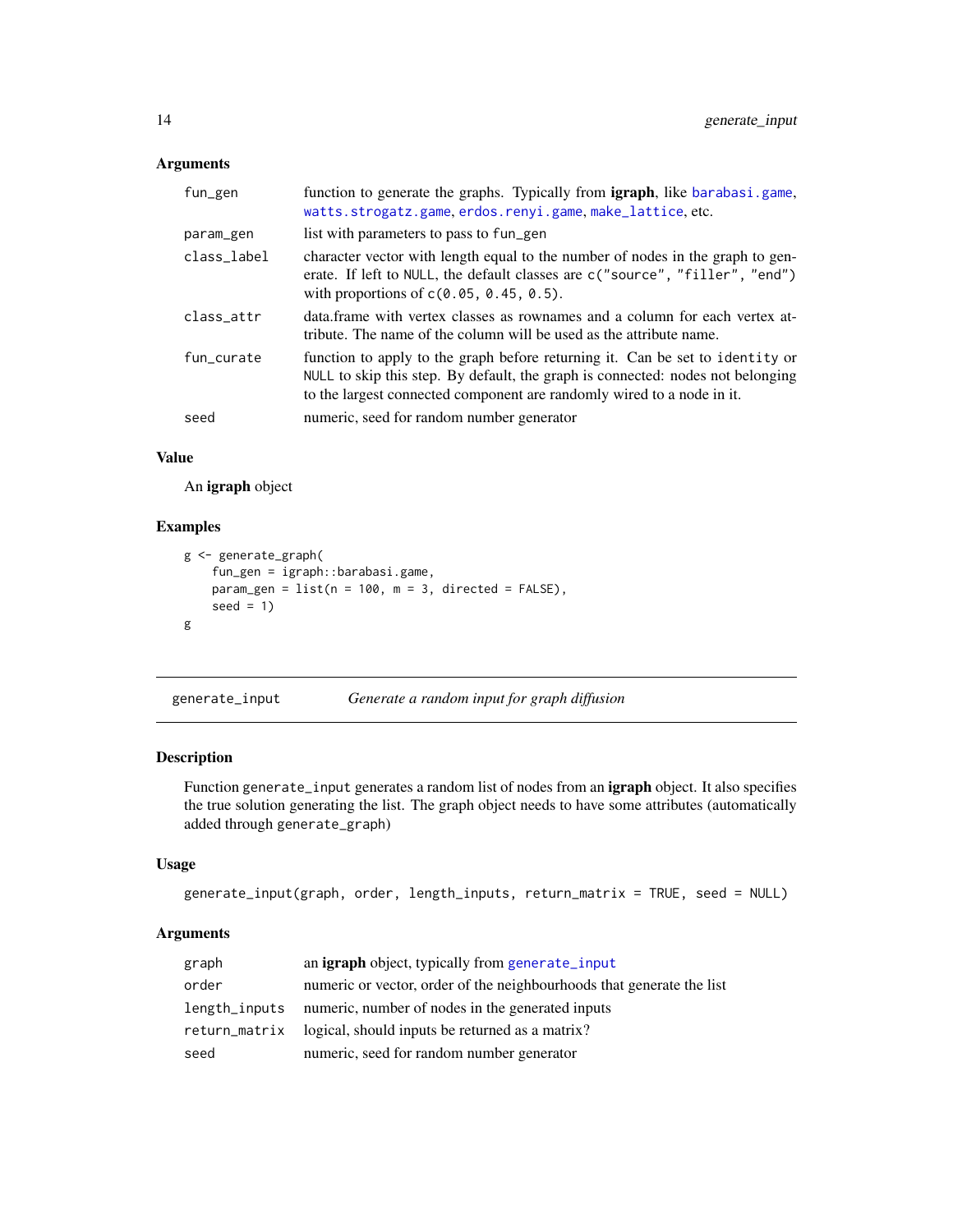### Arguments

| | |
|---|---|
| fun_gen | function to generate the graphs. Typically from **igraph**, like barabasi.game, watts.strogatz.game, erdos.renyi.game, make_lattice, etc. |
| param_gen | list with parameters to pass to fun_gen |
| class_label | character vector with length equal to the number of nodes in the graph to generate. If left to NULL, the default classes are c("source", "filler", "end") with proportions of c(0.05, 0.45, 0.5). |
| class_attr | data.frame with vertex classes as rownames and a column for each vertex attribute. The name of the column will be used as the attribute name. |
| fun_curate | function to apply to the graph before returning it. Can be set to identity or NULL to skip this step. By default, the graph is connected: nodes not belonging to the largest connected component are randomly wired to a node in it. |
| seed | numeric, seed for random number generator |

### Value

An **igraph** object

### Examples

```
g <- generate_graph(
    fun_gen = igraph::barabasi.game,
    param_gen = list(n = 100, m = 3, directed = FALSE),
    seed = 1)
g
```

---

## generate_input — *Generate a random input for graph diffusion*

### Description

Function generate_input generates a random list of nodes from an **igraph** object. It also specifies the true solution generating the list. The graph object needs to have some attributes (automatically added through generate_graph)

### Usage

```
generate_input(graph, order, length_inputs, return_matrix = TRUE, seed = NULL)
```

### Arguments

| | |
|---|---|
| graph | an **igraph** object, typically from generate_input |
| order | numeric or vector, order of the neighbourhoods that generate the list |
| length_inputs | numeric, number of nodes in the generated inputs |
| return_matrix | logical, should inputs be returned as a matrix? |
| seed | numeric, seed for random number generator |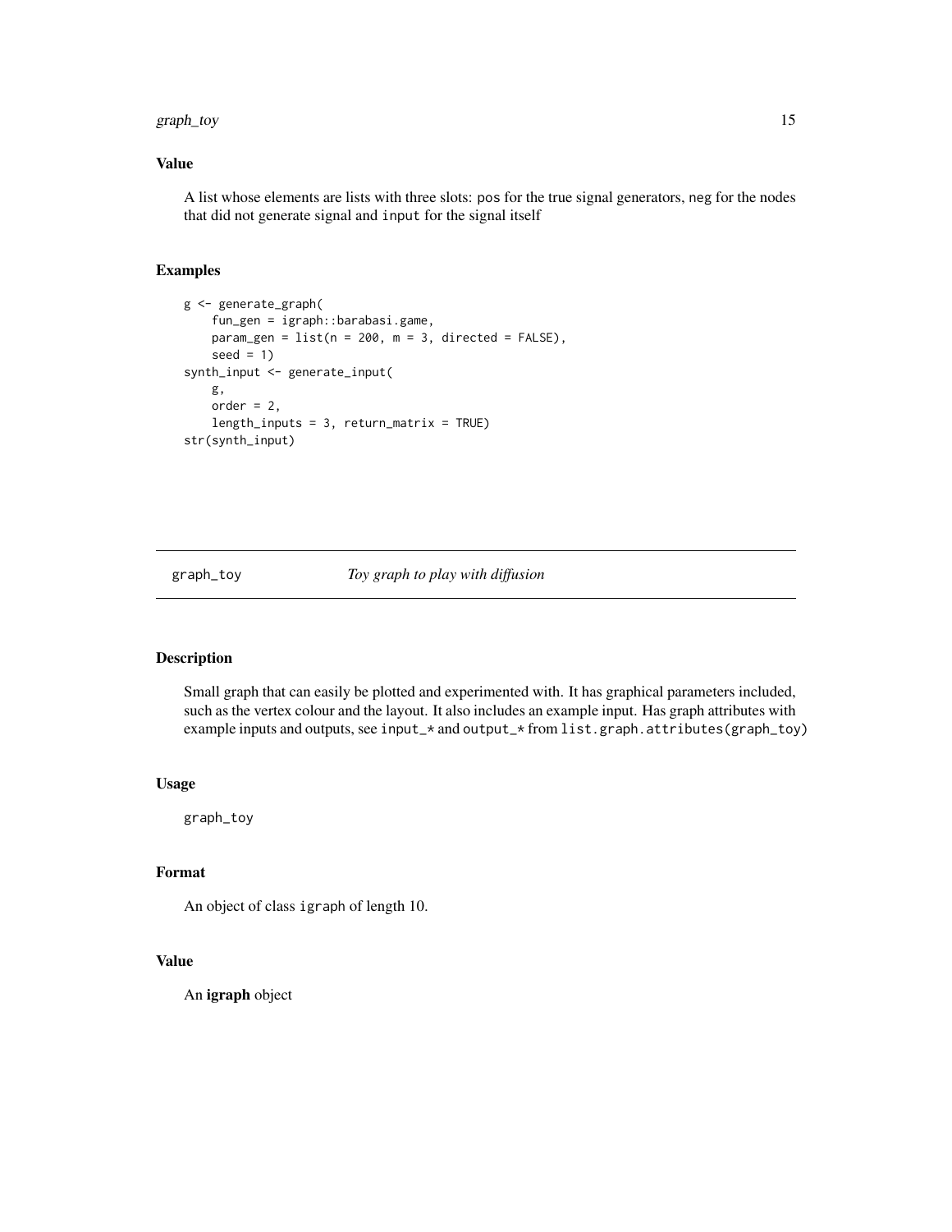### Value

A list whose elements are lists with three slots: pos for the true signal generators, neg for the nodes that did not generate signal and input for the signal itself

### Examples

```
g <- generate_graph(
    fun_gen = igraph::barabasi.game,
    param_gen = list(n = 200, m = 3, directed = FALSE),
    seed = 1)
synth_input <- generate_input(
    g,
    order = 2,
    length_inputs = 3, return_matrix = TRUE)
str(synth_input)
```

---

## graph_toy — *Toy graph to play with diffusion*

---

### Description

Small graph that can easily be plotted and experimented with. It has graphical parameters included, such as the vertex colour and the layout. It also includes an example input. Has graph attributes with example inputs and outputs, see input_* and output_* from list.graph.attributes(graph_toy)

### Usage

```
graph_toy
```

### Format

An object of class igraph of length 10.

### Value

An **igraph** object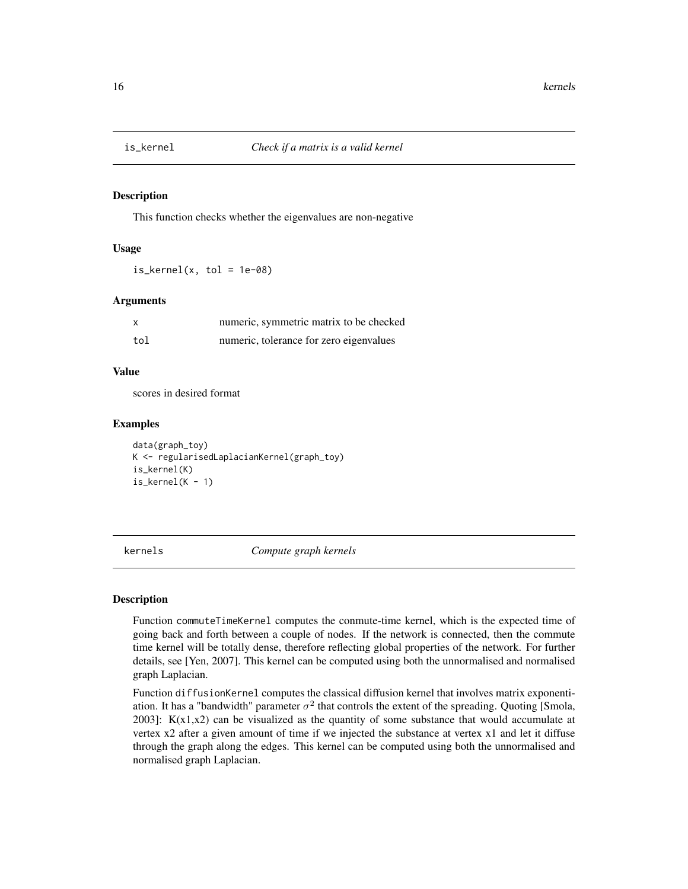## is_kernel *Check if a matrix is a valid kernel*

### Description

This function checks whether the eigenvalues are non-negative

### Usage

```
is_kernel(x, tol = 1e-08)
```

### Arguments

| | |
|---|---|
| x | numeric, symmetric matrix to be checked |
| tol | numeric, tolerance for zero eigenvalues |

### Value

scores in desired format

### Examples

```
data(graph_toy)
K <- regularisedLaplacianKernel(graph_toy)
is_kernel(K)
is_kernel(K - 1)
```

## kernels *Compute graph kernels*

### Description

Function `commuteTimeKernel` computes the conmute-time kernel, which is the expected time of going back and forth between a couple of nodes. If the network is connected, then the commute time kernel will be totally dense, therefore reflecting global properties of the network. For further details, see [Yen, 2007]. This kernel can be computed using both the unnormalised and normalised graph Laplacian.

Function `diffusionKernel` computes the classical diffusion kernel that involves matrix exponentiation. It has a "bandwidth" parameter $\sigma^2$ that controls the extent of the spreading. Quoting [Smola, 2003]: K(x1,x2) can be visualized as the quantity of some substance that would accumulate at vertex x2 after a given amount of time if we injected the substance at vertex x1 and let it diffuse through the graph along the edges. This kernel can be computed using both the unnormalised and normalised graph Laplacian.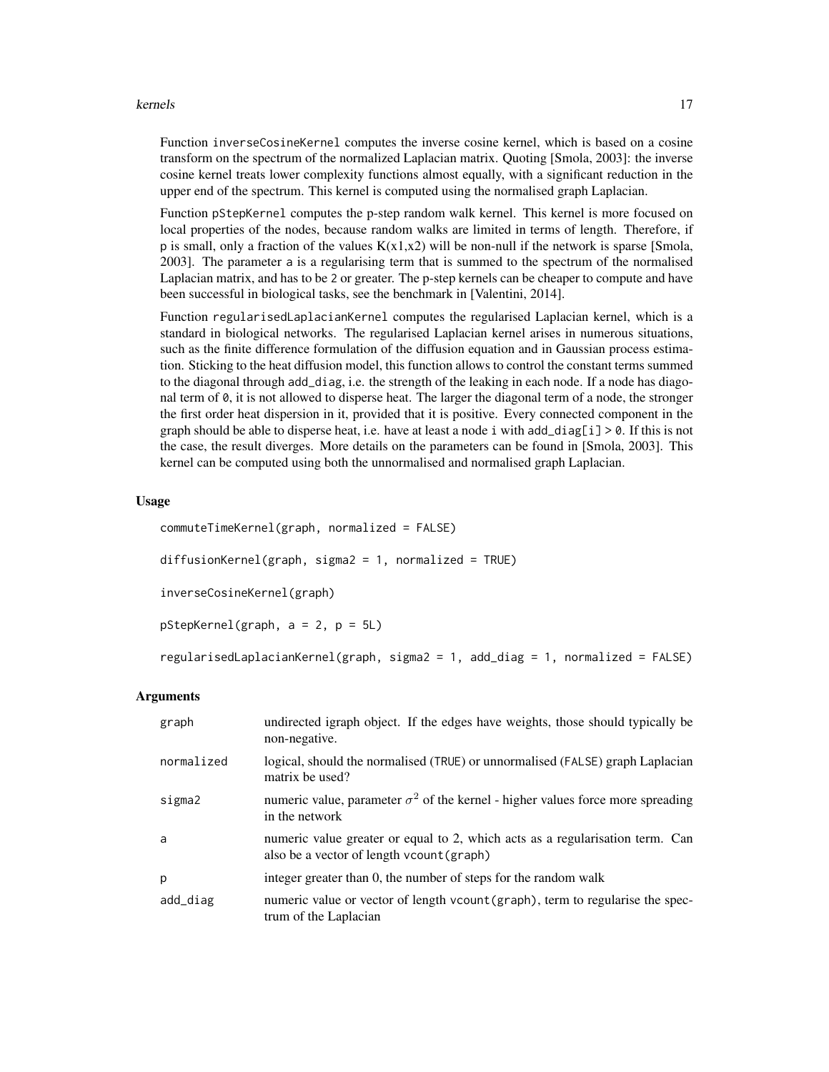Function inverseCosineKernel computes the inverse cosine kernel, which is based on a cosine transform on the spectrum of the normalized Laplacian matrix. Quoting [Smola, 2003]: the inverse cosine kernel treats lower complexity functions almost equally, with a significant reduction in the upper end of the spectrum. This kernel is computed using the normalised graph Laplacian.

Function pStepKernel computes the p-step random walk kernel. This kernel is more focused on local properties of the nodes, because random walks are limited in terms of length. Therefore, if p is small, only a fraction of the values K(x1,x2) will be non-null if the network is sparse [Smola, 2003]. The parameter a is a regularising term that is summed to the spectrum of the normalised Laplacian matrix, and has to be 2 or greater. The p-step kernels can be cheaper to compute and have been successful in biological tasks, see the benchmark in [Valentini, 2014].

Function regularisedLaplacianKernel computes the regularised Laplacian kernel, which is a standard in biological networks. The regularised Laplacian kernel arises in numerous situations, such as the finite difference formulation of the diffusion equation and in Gaussian process estimation. Sticking to the heat diffusion model, this function allows to control the constant terms summed to the diagonal through add_diag, i.e. the strength of the leaking in each node. If a node has diagonal term of 0, it is not allowed to disperse heat. The larger the diagonal term of a node, the stronger the first order heat dispersion in it, provided that it is positive. Every connected component in the graph should be able to disperse heat, i.e. have at least a node i with add_diag[i] > 0. If this is not the case, the result diverges. More details on the parameters can be found in [Smola, 2003]. This kernel can be computed using both the unnormalised and normalised graph Laplacian.

## Usage

```
commuteTimeKernel(graph, normalized = FALSE)

diffusionKernel(graph, sigma2 = 1, normalized = TRUE)

inverseCosineKernel(graph)

pStepKernel(graph, a = 2, p = 5L)

regularisedLaplacianKernel(graph, sigma2 = 1, add_diag = 1, normalized = FALSE)
```

## Arguments

| | |
|---|---|
| graph | undirected igraph object. If the edges have weights, those should typically be non-negative. |
| normalized | logical, should the normalised (TRUE) or unnormalised (FALSE) graph Laplacian matrix be used? |
| sigma2 | numeric value, parameter $\sigma^2$ of the kernel - higher values force more spreading in the network |
| a | numeric value greater or equal to 2, which acts as a regularisation term. Can also be a vector of length vcount(graph) |
| p | integer greater than 0, the number of steps for the random walk |
| add_diag | numeric value or vector of length vcount(graph), term to regularise the spectrum of the Laplacian |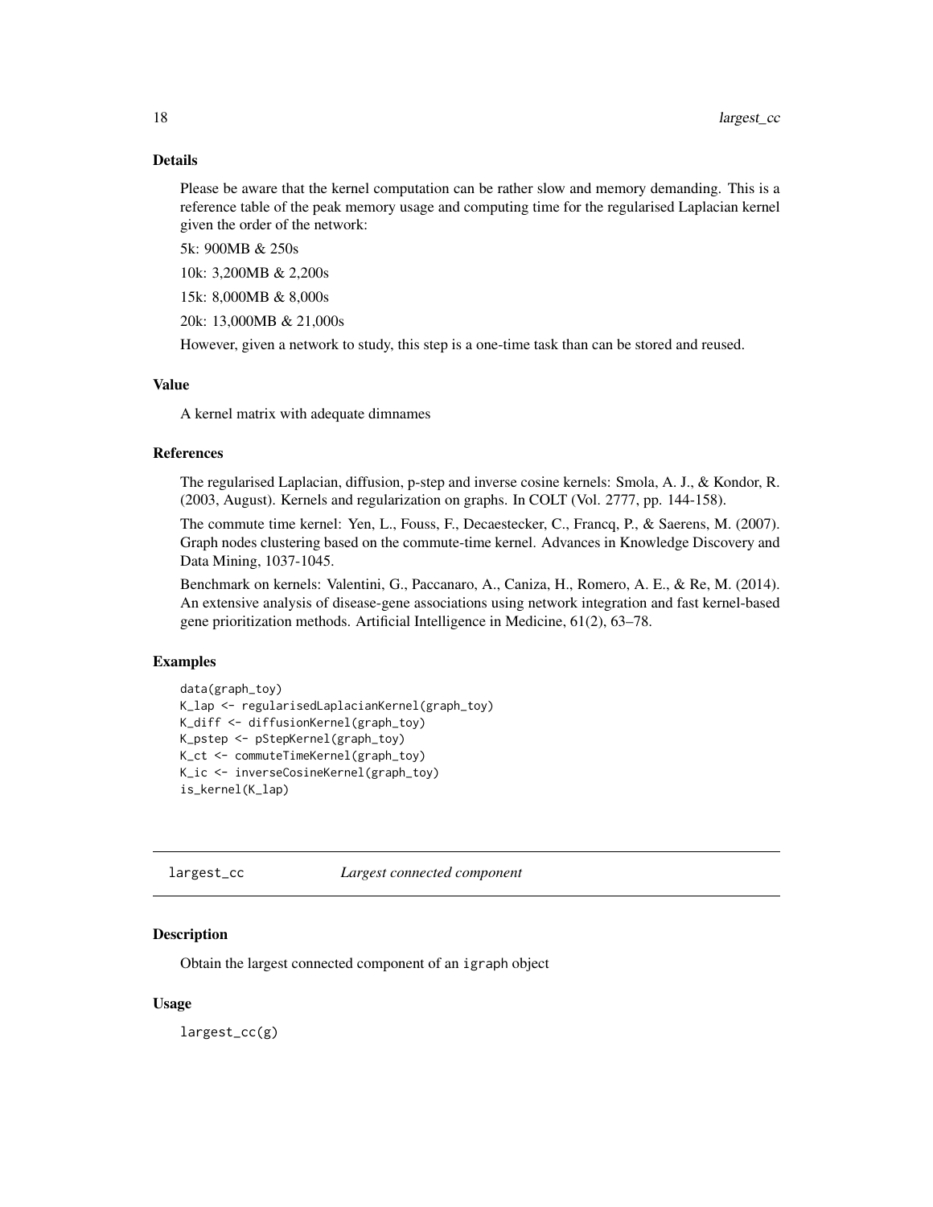## Details

Please be aware that the kernel computation can be rather slow and memory demanding. This is a reference table of the peak memory usage and computing time for the regularised Laplacian kernel given the order of the network:

5k: 900MB & 250s

10k: 3,200MB & 2,200s

15k: 8,000MB & 8,000s

20k: 13,000MB & 21,000s

However, given a network to study, this step is a one-time task than can be stored and reused.

## Value

A kernel matrix with adequate dimnames

## References

The regularised Laplacian, diffusion, p-step and inverse cosine kernels: Smola, A. J., & Kondor, R. (2003, August). Kernels and regularization on graphs. In COLT (Vol. 2777, pp. 144-158).

The commute time kernel: Yen, L., Fouss, F., Decaestecker, C., Francq, P., & Saerens, M. (2007). Graph nodes clustering based on the commute-time kernel. Advances in Knowledge Discovery and Data Mining, 1037-1045.

Benchmark on kernels: Valentini, G., Paccanaro, A., Caniza, H., Romero, A. E., & Re, M. (2014). An extensive analysis of disease-gene associations using network integration and fast kernel-based gene prioritization methods. Artificial Intelligence in Medicine, 61(2), 63–78.

## Examples

```
data(graph_toy)
K_lap <- regularisedLaplacianKernel(graph_toy)
K_diff <- diffusionKernel(graph_toy)
K_pstep <- pStepKernel(graph_toy)
K_ct <- commuteTimeKernel(graph_toy)
K_ic <- inverseCosineKernel(graph_toy)
is_kernel(K_lap)
```

---

# largest_cc — *Largest connected component*

## Description

Obtain the largest connected component of an igraph object

## Usage

```
largest_cc(g)
```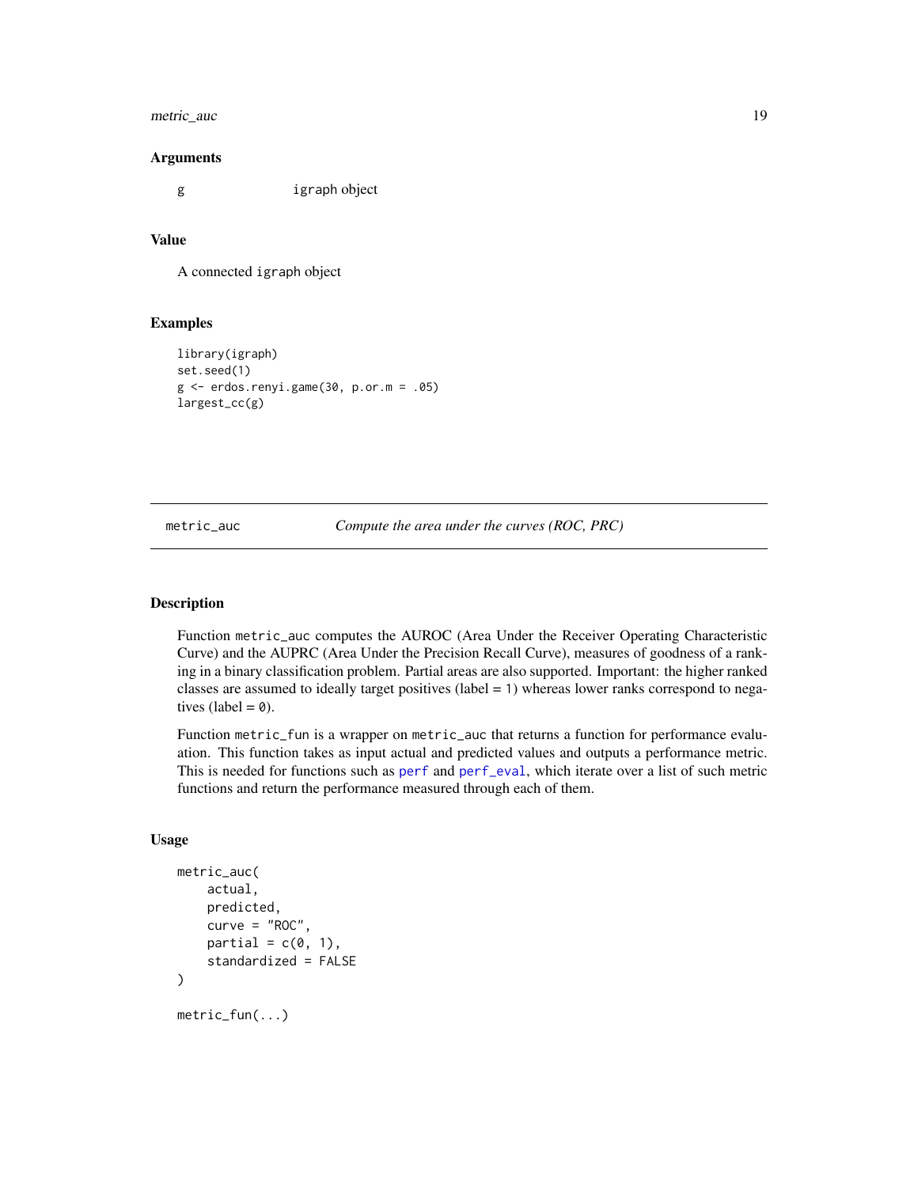### Arguments

| | |
|---|---|
| g | igraph object |

### Value

A connected igraph object

### Examples

```
library(igraph)
set.seed(1)
g <- erdos.renyi.game(30, p.or.m = .05)
largest_cc(g)
```

---

## metric_auc — *Compute the area under the curves (ROC, PRC)*

---

### Description

Function metric_auc computes the AUROC (Area Under the Receiver Operating Characteristic Curve) and the AUPRC (Area Under the Precision Recall Curve), measures of goodness of a ranking in a binary classification problem. Partial areas are also supported. Important: the higher ranked classes are assumed to ideally target positives (label = 1) whereas lower ranks correspond to negatives (label = 0).

Function metric_fun is a wrapper on metric_auc that returns a function for performance evaluation. This function takes as input actual and predicted values and outputs a performance metric. This is needed for functions such as perf and perf_eval, which iterate over a list of such metric functions and return the performance measured through each of them.

### Usage

```
metric_auc(
    actual,
    predicted,
    curve = "ROC",
    partial = c(0, 1),
    standardized = FALSE
)

metric_fun(...)
```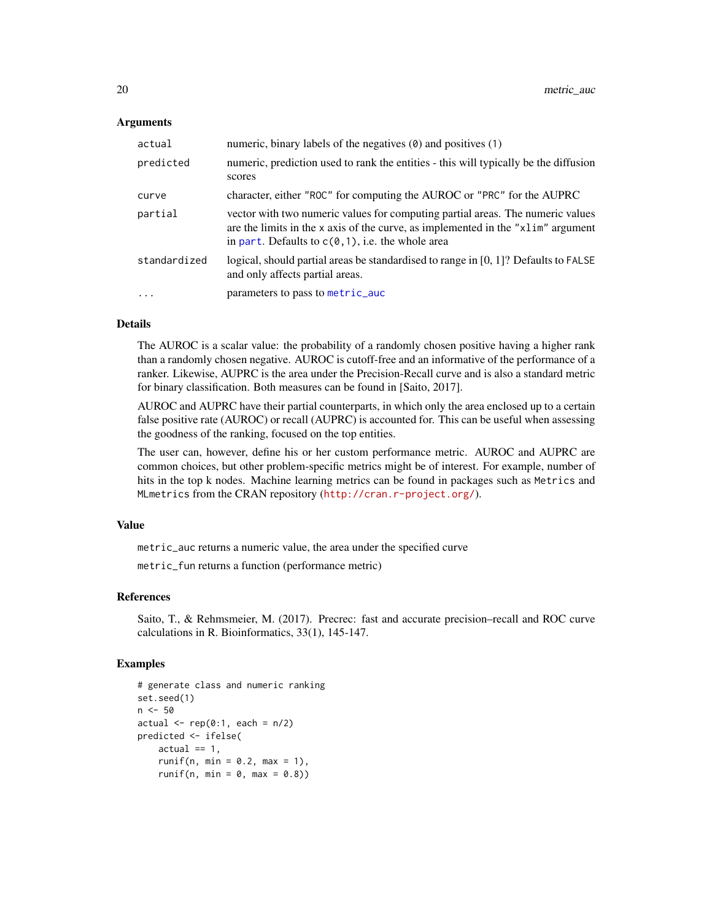## Arguments

| | |
|---|---|
| actual | numeric, binary labels of the negatives (0) and positives (1) |
| predicted | numeric, prediction used to rank the entities - this will typically be the diffusion scores |
| curve | character, either "ROC" for computing the AUROC or "PRC" for the AUPRC |
| partial | vector with two numeric values for computing partial areas. The numeric values are the limits in the x axis of the curve, as implemented in the "xlim" argument in part. Defaults to c(0,1), i.e. the whole area |
| standardized | logical, should partial areas be standardised to range in [0, 1]? Defaults to FALSE and only affects partial areas. |
| ... | parameters to pass to metric_auc |

## Details

The AUROC is a scalar value: the probability of a randomly chosen positive having a higher rank than a randomly chosen negative. AUROC is cutoff-free and an informative of the performance of a ranker. Likewise, AUPRC is the area under the Precision-Recall curve and is also a standard metric for binary classification. Both measures can be found in [Saito, 2017].

AUROC and AUPRC have their partial counterparts, in which only the area enclosed up to a certain false positive rate (AUROC) or recall (AUPRC) is accounted for. This can be useful when assessing the goodness of the ranking, focused on the top entities.

The user can, however, define his or her custom performance metric. AUROC and AUPRC are common choices, but other problem-specific metrics might be of interest. For example, number of hits in the top k nodes. Machine learning metrics can be found in packages such as Metrics and MLmetrics from the CRAN repository (http://cran.r-project.org/).

## Value

metric_auc returns a numeric value, the area under the specified curve

metric_fun returns a function (performance metric)

## References

Saito, T., & Rehmsmeier, M. (2017). Precrec: fast and accurate precision–recall and ROC curve calculations in R. Bioinformatics, 33(1), 145-147.

## Examples

```
# generate class and numeric ranking
set.seed(1)
n <- 50
actual <- rep(0:1, each = n/2)
predicted <- ifelse(
    actual == 1,
    runif(n, min = 0.2, max = 1),
    runif(n, min = 0, max = 0.8))
```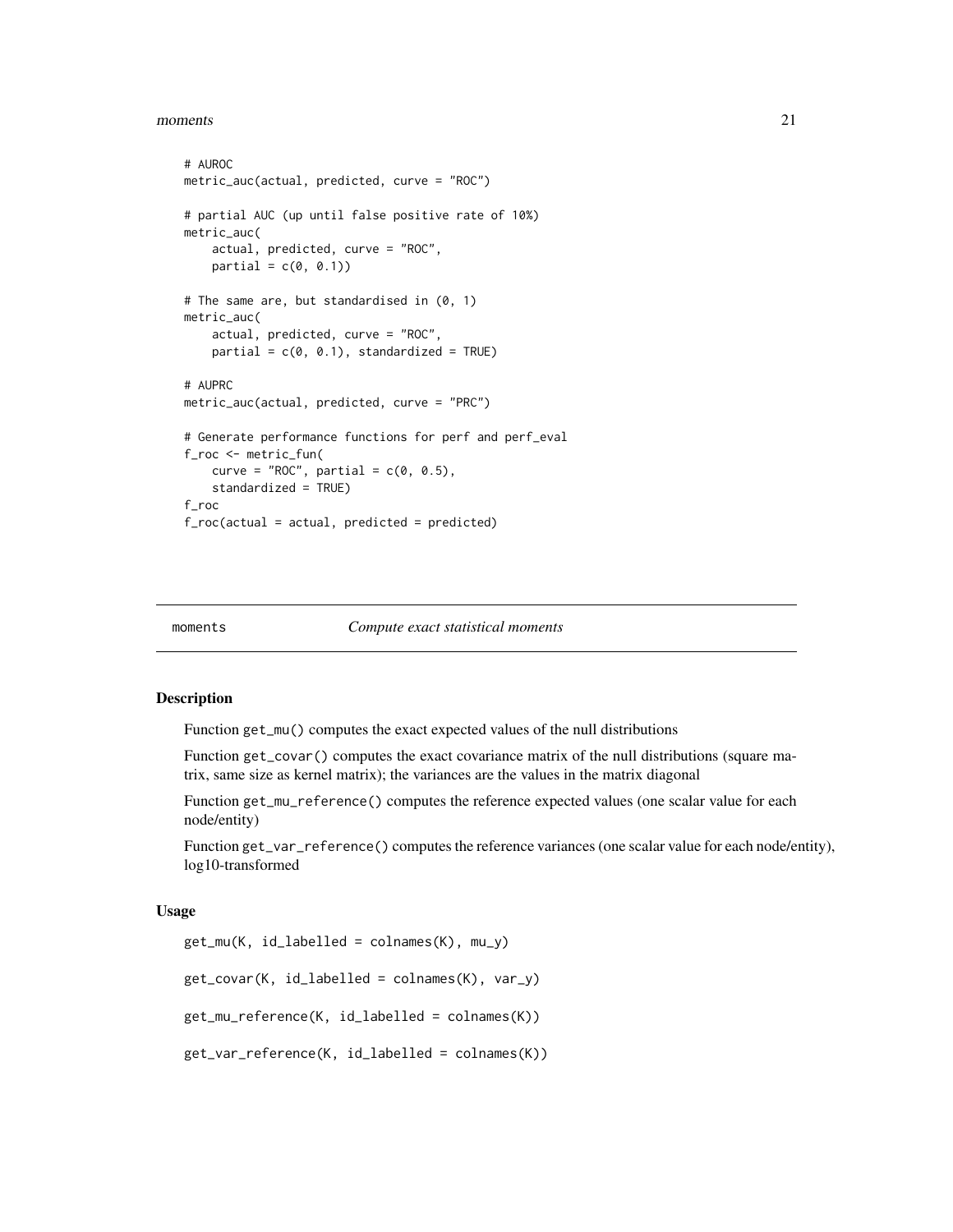```
# AUROC
metric_auc(actual, predicted, curve = "ROC")

# partial AUC (up until false positive rate of 10%)
metric_auc(
    actual, predicted, curve = "ROC",
    partial = c(0, 0.1))

# The same are, but standardised in (0, 1)
metric_auc(
    actual, predicted, curve = "ROC",
    partial = c(0, 0.1), standardized = TRUE)

# AUPRC
metric_auc(actual, predicted, curve = "PRC")

# Generate performance functions for perf and perf_eval
f_roc <- metric_fun(
    curve = "ROC", partial = c(0, 0.5),
    standardized = TRUE)
f_roc
f_roc(actual = actual, predicted = predicted)
```

## moments — *Compute exact statistical moments*

### Description

Function `get_mu()` computes the exact expected values of the null distributions

Function `get_covar()` computes the exact covariance matrix of the null distributions (square matrix, same size as kernel matrix); the variances are the values in the matrix diagonal

Function `get_mu_reference()` computes the reference expected values (one scalar value for each node/entity)

Function `get_var_reference()` computes the reference variances (one scalar value for each node/entity), log10-transformed

### Usage

```
get_mu(K, id_labelled = colnames(K), mu_y)

get_covar(K, id_labelled = colnames(K), var_y)

get_mu_reference(K, id_labelled = colnames(K))

get_var_reference(K, id_labelled = colnames(K))
```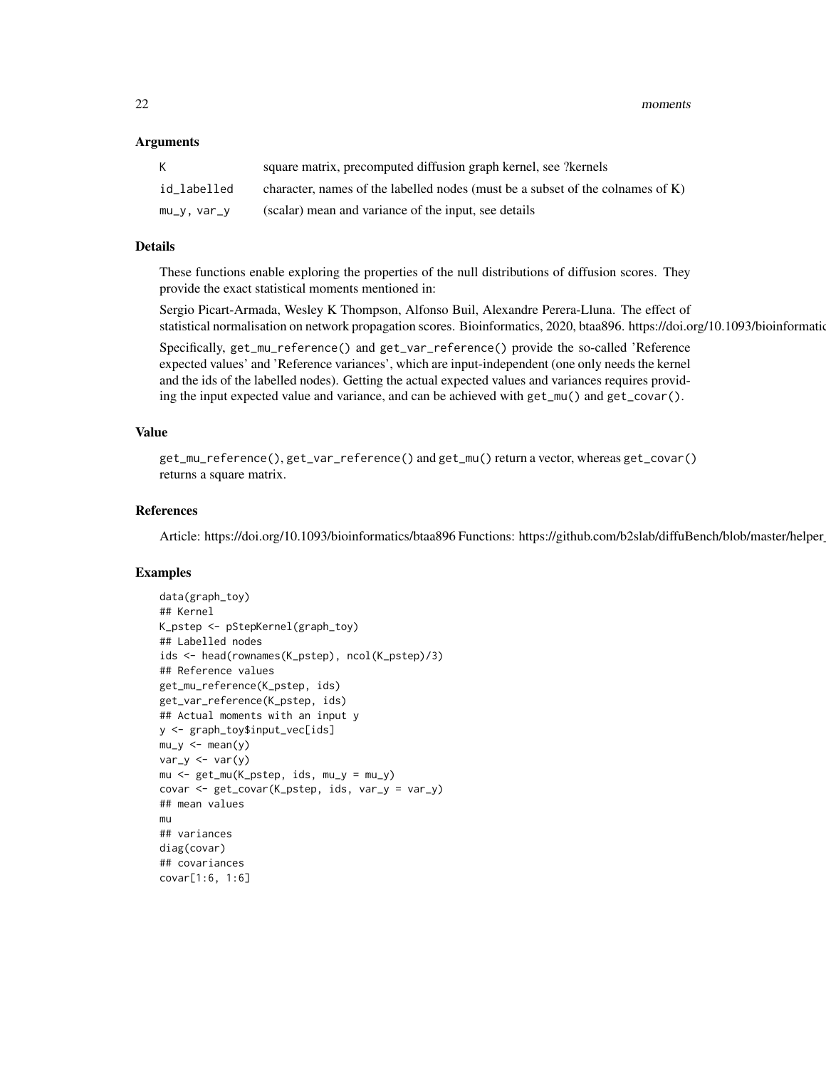### Arguments

| | |
|---|---|
| K | square matrix, precomputed diffusion graph kernel, see ?kernels |
| id_labelled | character, names of the labelled nodes (must be a subset of the colnames of K) |
| mu_y, var_y | (scalar) mean and variance of the input, see details |

### Details

These functions enable exploring the properties of the null distributions of diffusion scores. They provide the exact statistical moments mentioned in:

Sergio Picart-Armada, Wesley K Thompson, Alfonso Buil, Alexandre Perera-Lluna. The effect of statistical normalisation on network propagation scores. Bioinformatics, 2020, btaa896. https://doi.org/10.1093/bioinformatic

Specifically, `get_mu_reference()` and `get_var_reference()` provide the so-called 'Reference expected values' and 'Reference variances', which are input-independent (one only needs the kernel and the ids of the labelled nodes). Getting the actual expected values and variances requires providing the input expected value and variance, and can be achieved with `get_mu()` and `get_covar()`.

### Value

`get_mu_reference()`, `get_var_reference()` and `get_mu()` return a vector, whereas `get_covar()` returns a square matrix.

### References

Article: https://doi.org/10.1093/bioinformatics/btaa896 Functions: https://github.com/b2slab/diffuBench/blob/master/helper_

### Examples

```
data(graph_toy)
## Kernel
K_pstep <- pStepKernel(graph_toy)
## Labelled nodes
ids <- head(rownames(K_pstep), ncol(K_pstep)/3)
## Reference values
get_mu_reference(K_pstep, ids)
get_var_reference(K_pstep, ids)
## Actual moments with an input y
y <- graph_toy$input_vec[ids]
mu_y <- mean(y)
var_y <- var(y)
mu <- get_mu(K_pstep, ids, mu_y = mu_y)
covar <- get_covar(K_pstep, ids, var_y = var_y)
## mean values
mu
## variances
diag(covar)
## covariances
covar[1:6, 1:6]
```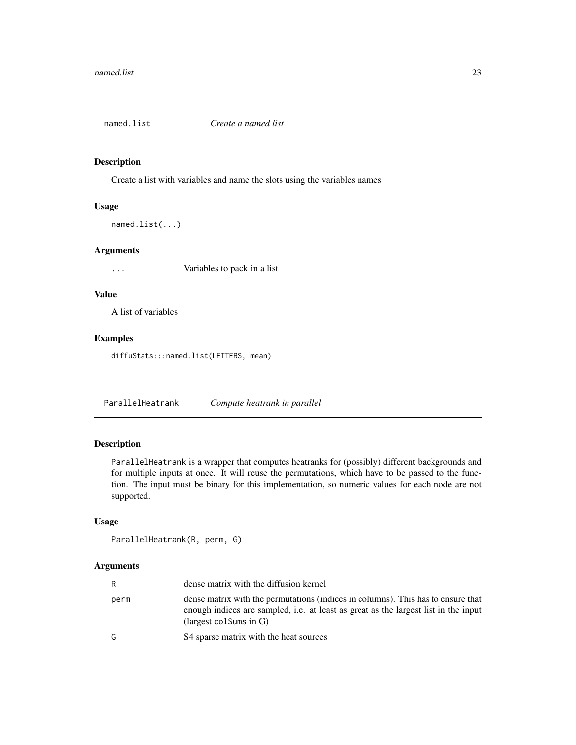## named.list *Create a named list*

### Description

Create a list with variables and name the slots using the variables names

### Usage

```
named.list(...)
```

### Arguments

| | |
|---|---|
| ... | Variables to pack in a list |

### Value

A list of variables

### Examples

```
diffuStats:::named.list(LETTERS, mean)
```

## ParallelHeatrank *Compute heatrank in parallel*

### Description

ParallelHeatrank is a wrapper that computes heatranks for (possibly) different backgrounds and for multiple inputs at once. It will reuse the permutations, which have to be passed to the function. The input must be binary for this implementation, so numeric values for each node are not supported.

### Usage

```
ParallelHeatrank(R, perm, G)
```

### Arguments

| | |
|---|---|
| R | dense matrix with the diffusion kernel |
| perm | dense matrix with the permutations (indices in columns). This has to ensure that enough indices are sampled, i.e. at least as great as the largest list in the input (largest colSums in G) |
| G | S4 sparse matrix with the heat sources |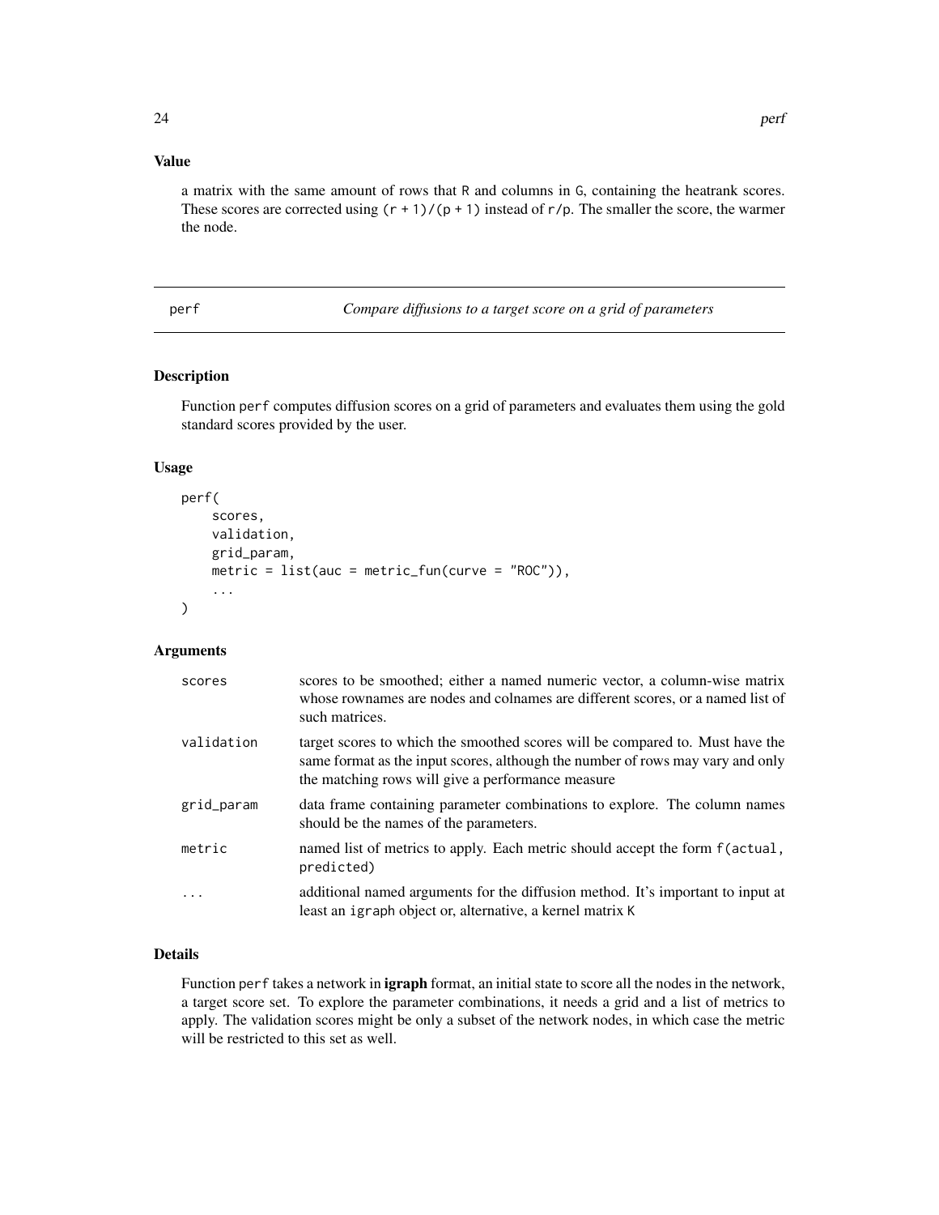## Value

a matrix with the same amount of rows that R and columns in G, containing the heatrank scores. These scores are corrected using (r + 1)/(p + 1) instead of r/p. The smaller the score, the warmer the node.

---

# perf — *Compare diffusions to a target score on a grid of parameters*

## Description

Function perf computes diffusion scores on a grid of parameters and evaluates them using the gold standard scores provided by the user.

## Usage

```
perf(
    scores,
    validation,
    grid_param,
    metric = list(auc = metric_fun(curve = "ROC")),
    ...
)
```

## Arguments

| | |
|---|---|
| scores | scores to be smoothed; either a named numeric vector, a column-wise matrix whose rownames are nodes and colnames are different scores, or a named list of such matrices. |
| validation | target scores to which the smoothed scores will be compared to. Must have the same format as the input scores, although the number of rows may vary and only the matching rows will give a performance measure |
| grid_param | data frame containing parameter combinations to explore. The column names should be the names of the parameters. |
| metric | named list of metrics to apply. Each metric should accept the form f(actual, predicted) |
| ... | additional named arguments for the diffusion method. It's important to input at least an igraph object or, alternative, a kernel matrix K |

## Details

Function perf takes a network in **igraph** format, an initial state to score all the nodes in the network, a target score set. To explore the parameter combinations, it needs a grid and a list of metrics to apply. The validation scores might be only a subset of the network nodes, in which case the metric will be restricted to this set as well.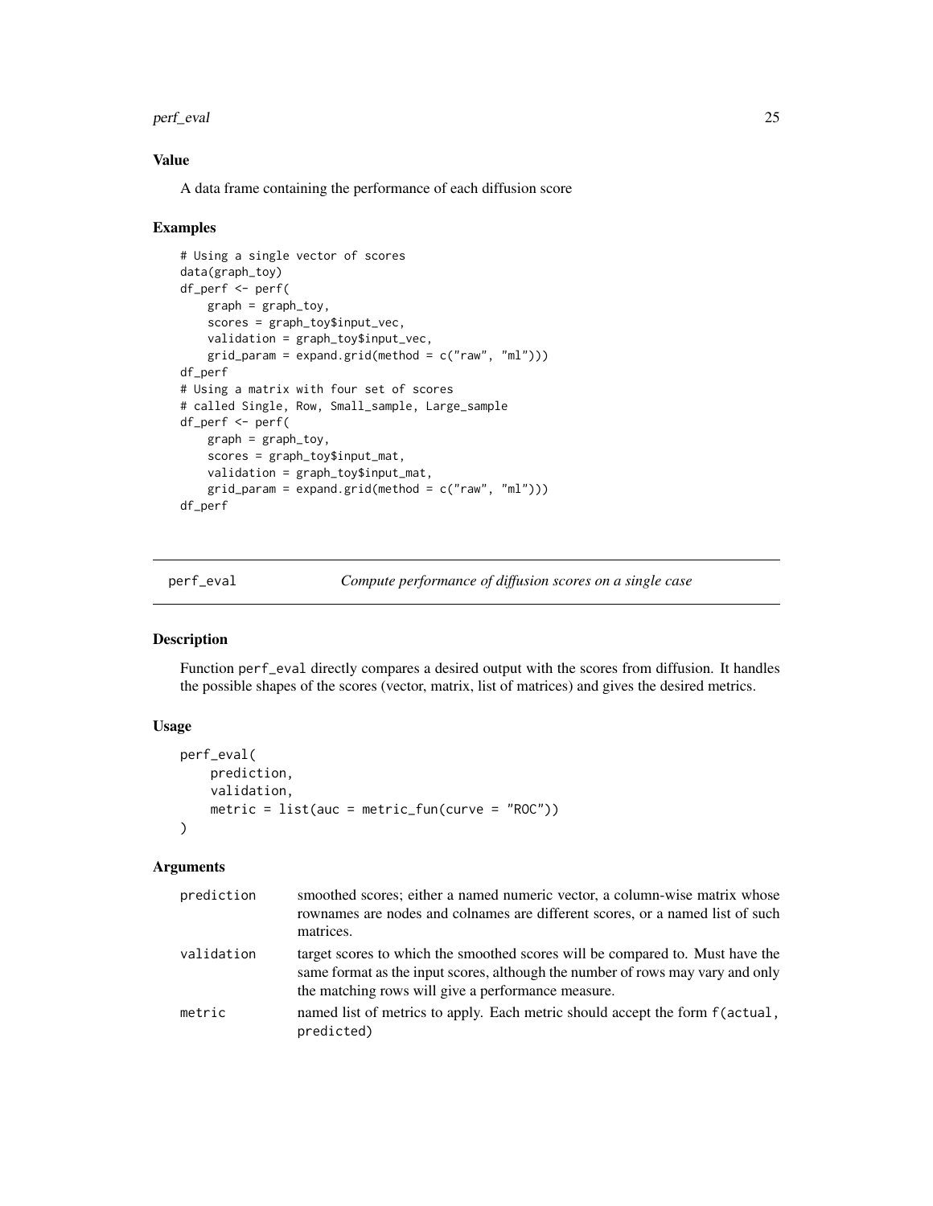### Value

A data frame containing the performance of each diffusion score

### Examples

```
# Using a single vector of scores
data(graph_toy)
df_perf <- perf(
    graph = graph_toy,
    scores = graph_toy$input_vec,
    validation = graph_toy$input_vec,
    grid_param = expand.grid(method = c("raw", "ml")))
df_perf
# Using a matrix with four set of scores
# called Single, Row, Small_sample, Large_sample
df_perf <- perf(
    graph = graph_toy,
    scores = graph_toy$input_mat,
    validation = graph_toy$input_mat,
    grid_param = expand.grid(method = c("raw", "ml")))
df_perf
```

---

## perf_eval — *Compute performance of diffusion scores on a single case*

### Description

Function `perf_eval` directly compares a desired output with the scores from diffusion. It handles the possible shapes of the scores (vector, matrix, list of matrices) and gives the desired metrics.

### Usage

```
perf_eval(
    prediction,
    validation,
    metric = list(auc = metric_fun(curve = "ROC"))
)
```

### Arguments

| | |
|---|---|
| `prediction` | smoothed scores; either a named numeric vector, a column-wise matrix whose rownames are nodes and colnames are different scores, or a named list of such matrices. |
| `validation` | target scores to which the smoothed scores will be compared to. Must have the same format as the input scores, although the number of rows may vary and only the matching rows will give a performance measure. |
| `metric` | named list of metrics to apply. Each metric should accept the form `f(actual, predicted)` |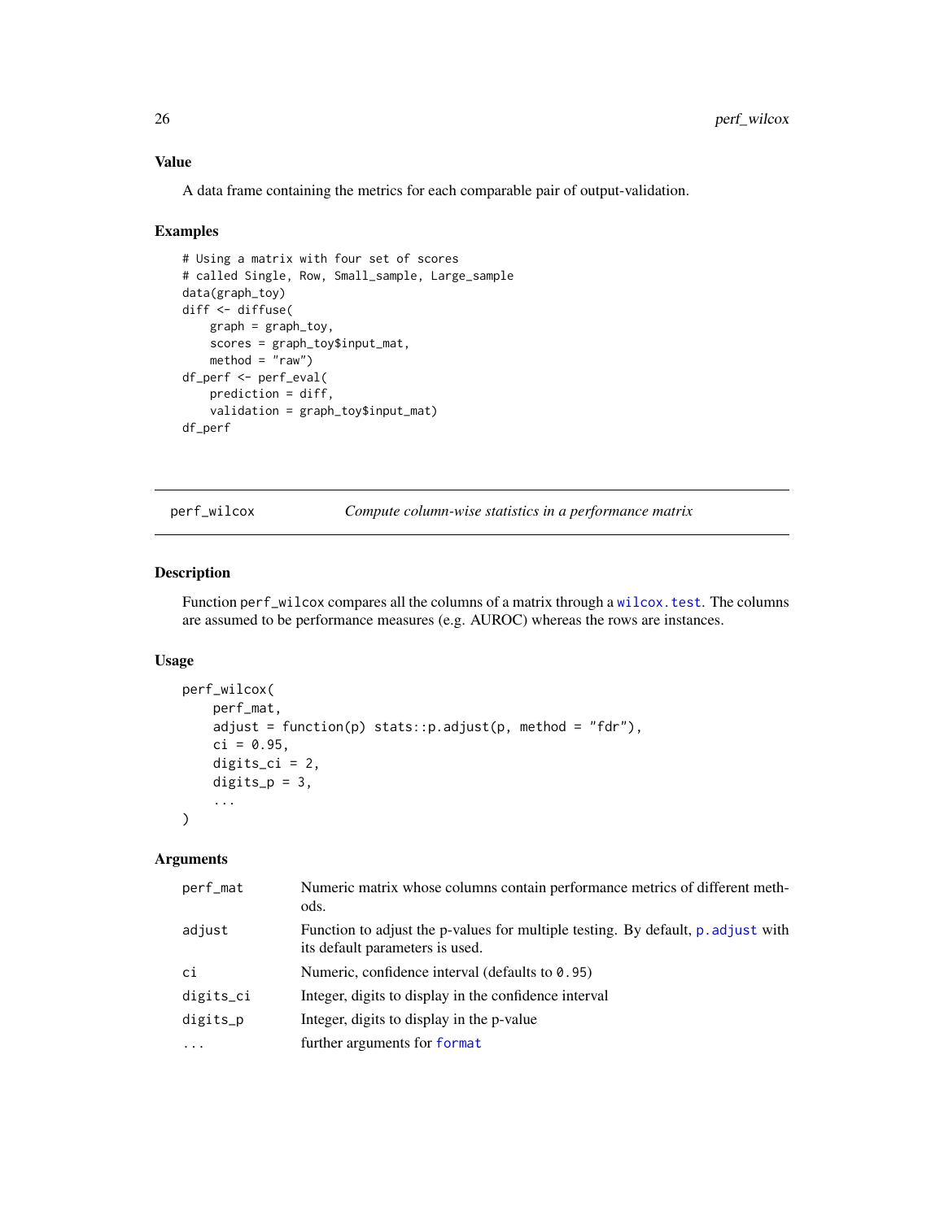### Value

A data frame containing the metrics for each comparable pair of output-validation.

### Examples

```
# Using a matrix with four set of scores
# called Single, Row, Small_sample, Large_sample
data(graph_toy)
diff <- diffuse(
    graph = graph_toy,
    scores = graph_toy$input_mat,
    method = "raw")
df_perf <- perf_eval(
    prediction = diff,
    validation = graph_toy$input_mat)
df_perf
```

---

## perf_wilcox — *Compute column-wise statistics in a performance matrix*

---

### Description

Function perf_wilcox compares all the columns of a matrix through a wilcox.test. The columns are assumed to be performance measures (e.g. AUROC) whereas the rows are instances.

### Usage

```
perf_wilcox(
    perf_mat,
    adjust = function(p) stats::p.adjust(p, method = "fdr"),
    ci = 0.95,
    digits_ci = 2,
    digits_p = 3,
    ...
)
```

### Arguments

| | |
|---|---|
| perf_mat | Numeric matrix whose columns contain performance metrics of different methods. |
| adjust | Function to adjust the p-values for multiple testing. By default, p.adjust with its default parameters is used. |
| ci | Numeric, confidence interval (defaults to 0.95) |
| digits_ci | Integer, digits to display in the confidence interval |
| digits_p | Integer, digits to display in the p-value |
| ... | further arguments for format |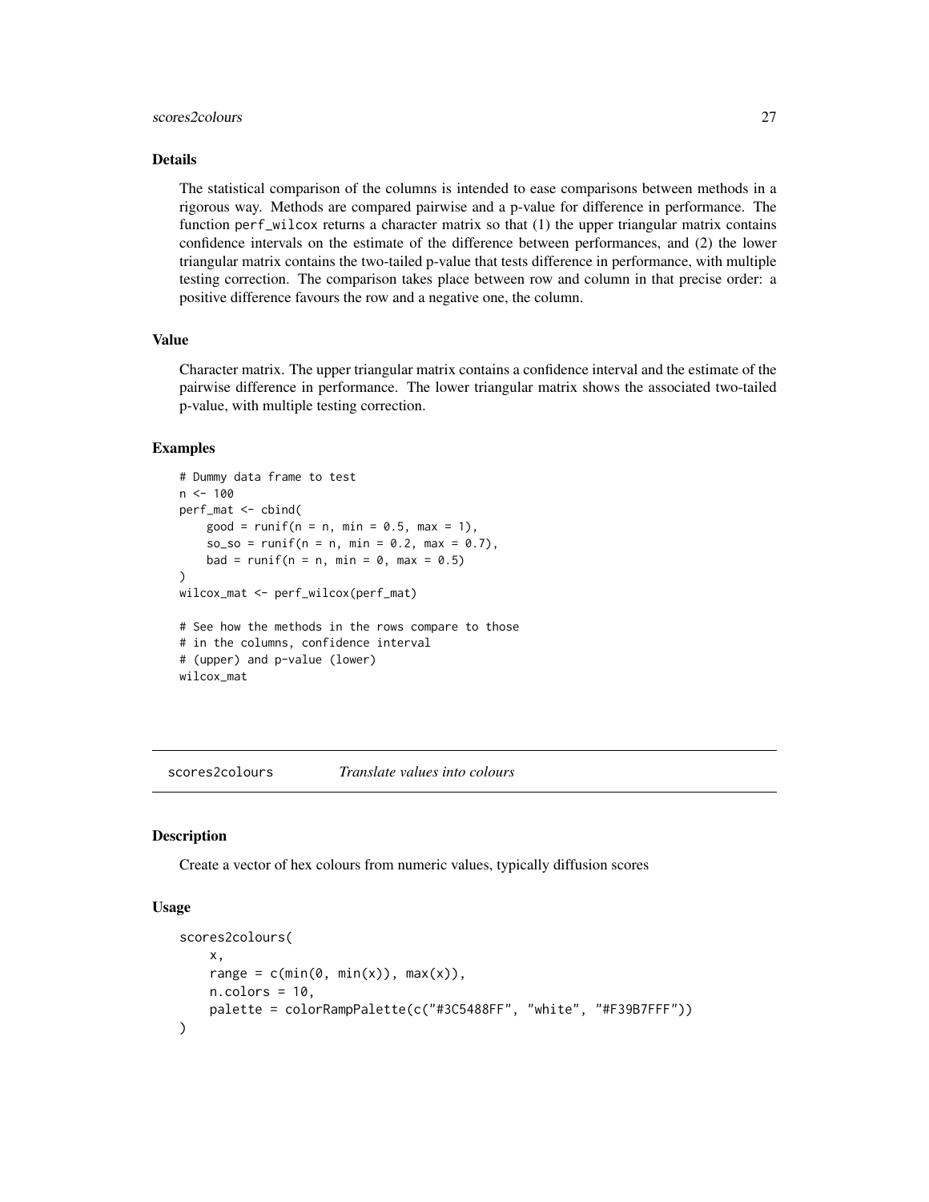### Details

The statistical comparison of the columns is intended to ease comparisons between methods in a rigorous way. Methods are compared pairwise and a p-value for difference in performance. The function `perf_wilcox` returns a character matrix so that (1) the upper triangular matrix contains confidence intervals on the estimate of the difference between performances, and (2) the lower triangular matrix contains the two-tailed p-value that tests difference in performance, with multiple testing correction. The comparison takes place between row and column in that precise order: a positive difference favours the row and a negative one, the column.

### Value

Character matrix. The upper triangular matrix contains a confidence interval and the estimate of the pairwise difference in performance. The lower triangular matrix shows the associated two-tailed p-value, with multiple testing correction.

### Examples

```
# Dummy data frame to test
n <- 100
perf_mat <- cbind(
    good = runif(n = n, min = 0.5, max = 1),
    so_so = runif(n = n, min = 0.2, max = 0.7),
    bad = runif(n = n, min = 0, max = 0.5)
)
wilcox_mat <- perf_wilcox(perf_mat)

# See how the methods in the rows compare to those
# in the columns, confidence interval
# (upper) and p-value (lower)
wilcox_mat
```

---

## scores2colours — *Translate values into colours*

---

### Description

Create a vector of hex colours from numeric values, typically diffusion scores

### Usage

```
scores2colours(
    x,
    range = c(min(0, min(x)), max(x)),
    n.colors = 10,
    palette = colorRampPalette(c("#3C5488FF", "white", "#F39B7FFF"))
)
```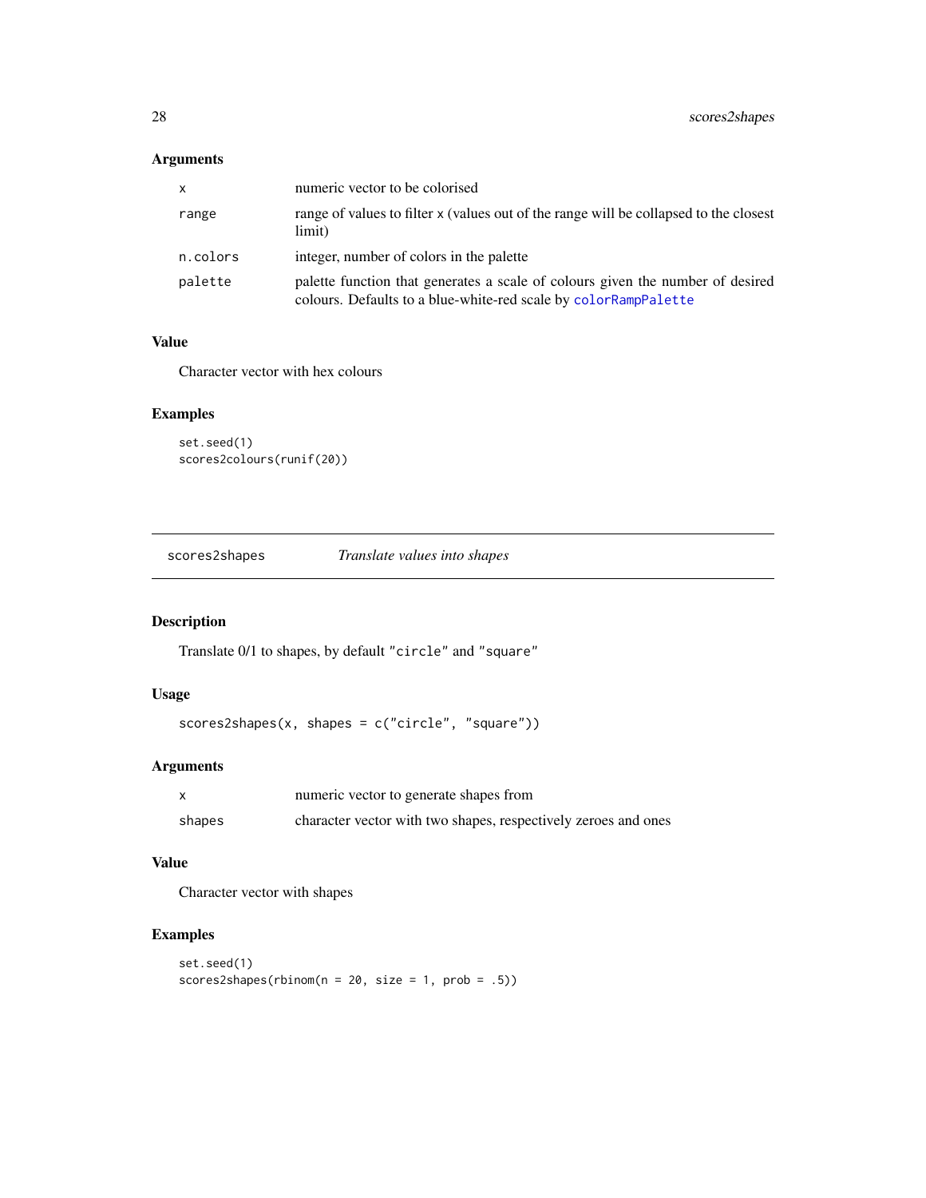### Arguments

| | |
|---|---|
| x | numeric vector to be colorised |
| range | range of values to filter x (values out of the range will be collapsed to the closest limit) |
| n.colors | integer, number of colors in the palette |
| palette | palette function that generates a scale of colours given the number of desired colours. Defaults to a blue-white-red scale by colorRampPalette |

### Value

Character vector with hex colours

### Examples

```
set.seed(1)
scores2colours(runif(20))
```

---

## scores2shapes *Translate values into shapes*

---

### Description

Translate 0/1 to shapes, by default "circle" and "square"

### Usage

```
scores2shapes(x, shapes = c("circle", "square"))
```

### Arguments

| | |
|---|---|
| x | numeric vector to generate shapes from |
| shapes | character vector with two shapes, respectively zeroes and ones |

### Value

Character vector with shapes

### Examples

```
set.seed(1)
scores2shapes(rbinom(n = 20, size = 1, prob = .5))
```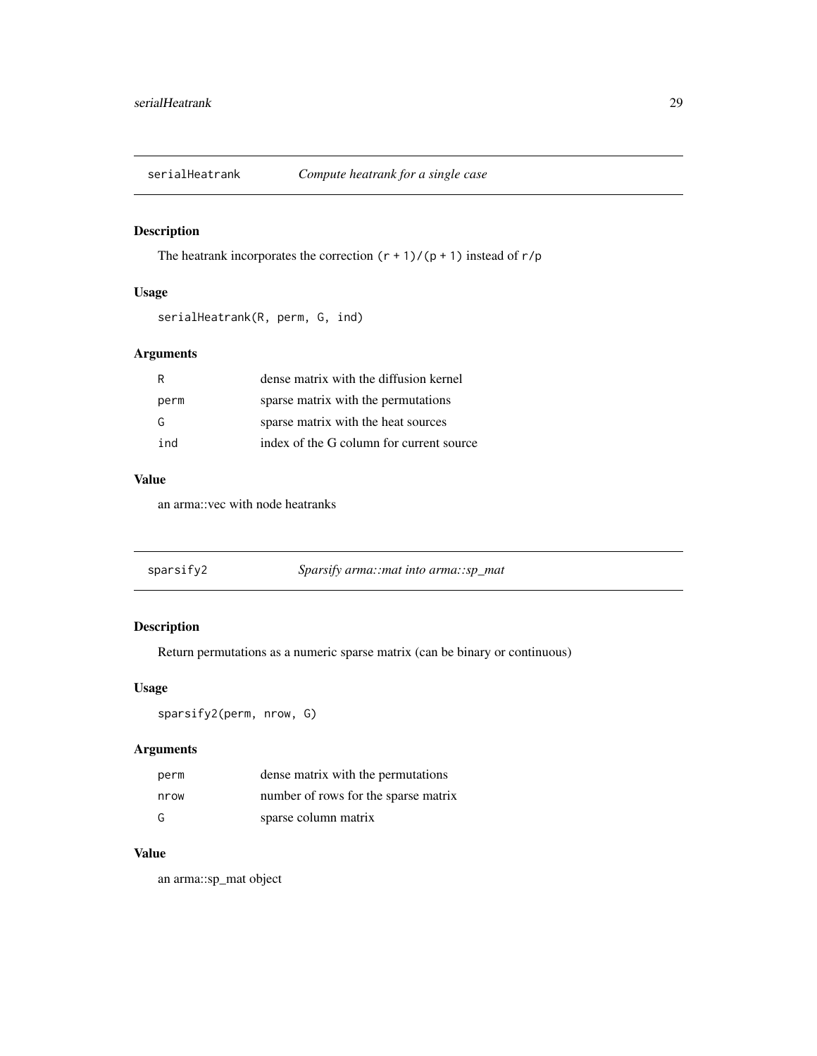## serialHeatrank — *Compute heatrank for a single case*

### Description

The heatrank incorporates the correction `(r + 1)/(p + 1)` instead of `r/p`

### Usage

```
serialHeatrank(R, perm, G, ind)
```

### Arguments

| | |
|---|---|
| R | dense matrix with the diffusion kernel |
| perm | sparse matrix with the permutations |
| G | sparse matrix with the heat sources |
| ind | index of the G column for current source |

### Value

an arma::vec with node heatranks

## sparsify2 — *Sparsify arma::mat into arma::sp_mat*

### Description

Return permutations as a numeric sparse matrix (can be binary or continuous)

### Usage

```
sparsify2(perm, nrow, G)
```

### Arguments

| | |
|---|---|
| perm | dense matrix with the permutations |
| nrow | number of rows for the sparse matrix |
| G | sparse column matrix |

### Value

an arma::sp_mat object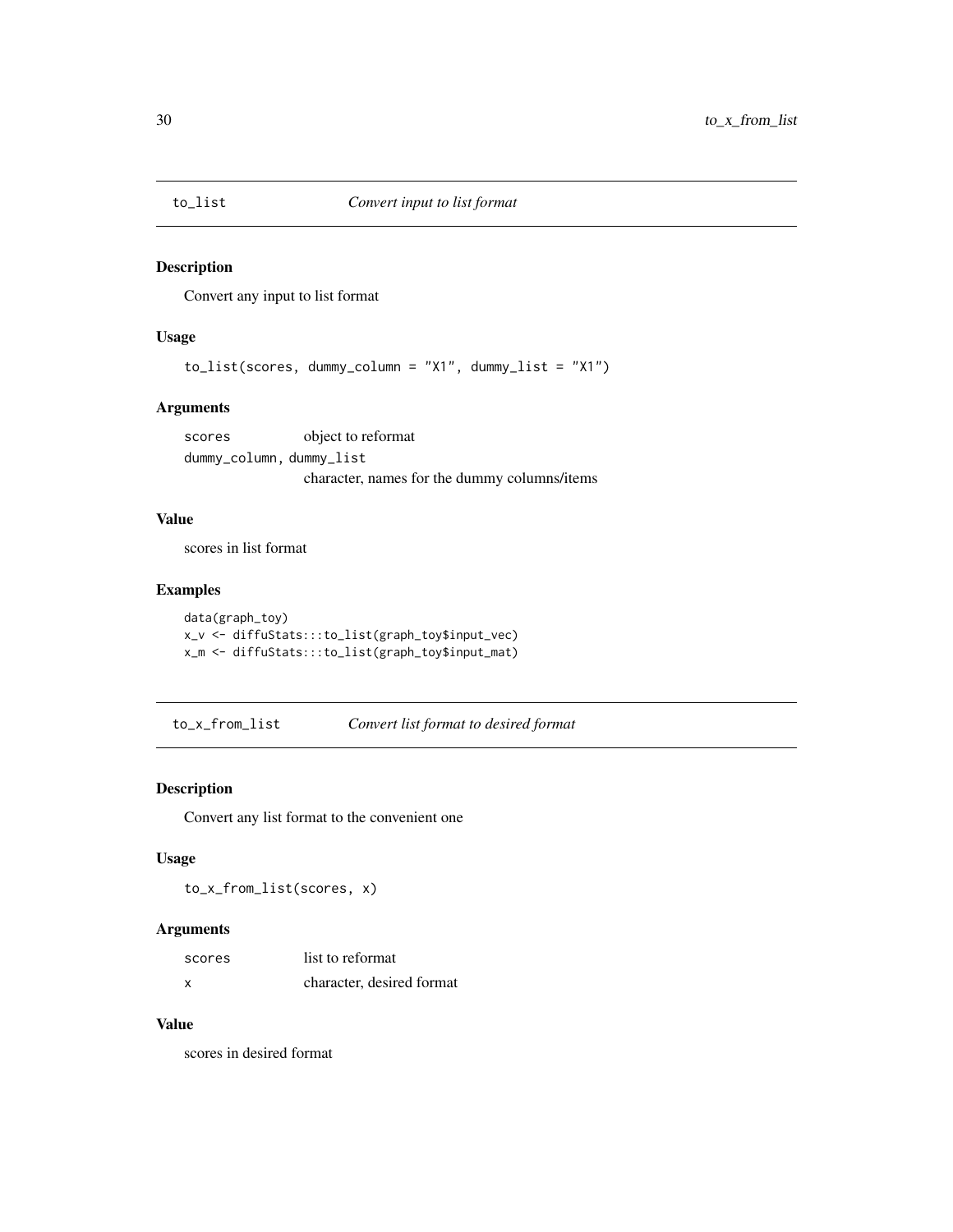## to_list — *Convert input to list format*

### Description

Convert any input to list format

### Usage

```
to_list(scores, dummy_column = "X1", dummy_list = "X1")
```

### Arguments

| | |
|---|---|
| scores | object to reformat |
| dummy_column, dummy_list | character, names for the dummy columns/items |

### Value

scores in list format

### Examples

```
data(graph_toy)
x_v <- diffuStats:::to_list(graph_toy$input_vec)
x_m <- diffuStats:::to_list(graph_toy$input_mat)
```

## to_x_from_list — *Convert list format to desired format*

### Description

Convert any list format to the convenient one

### Usage

```
to_x_from_list(scores, x)
```

### Arguments

| | |
|---|---|
| scores | list to reformat |
| x | character, desired format |

### Value

scores in desired format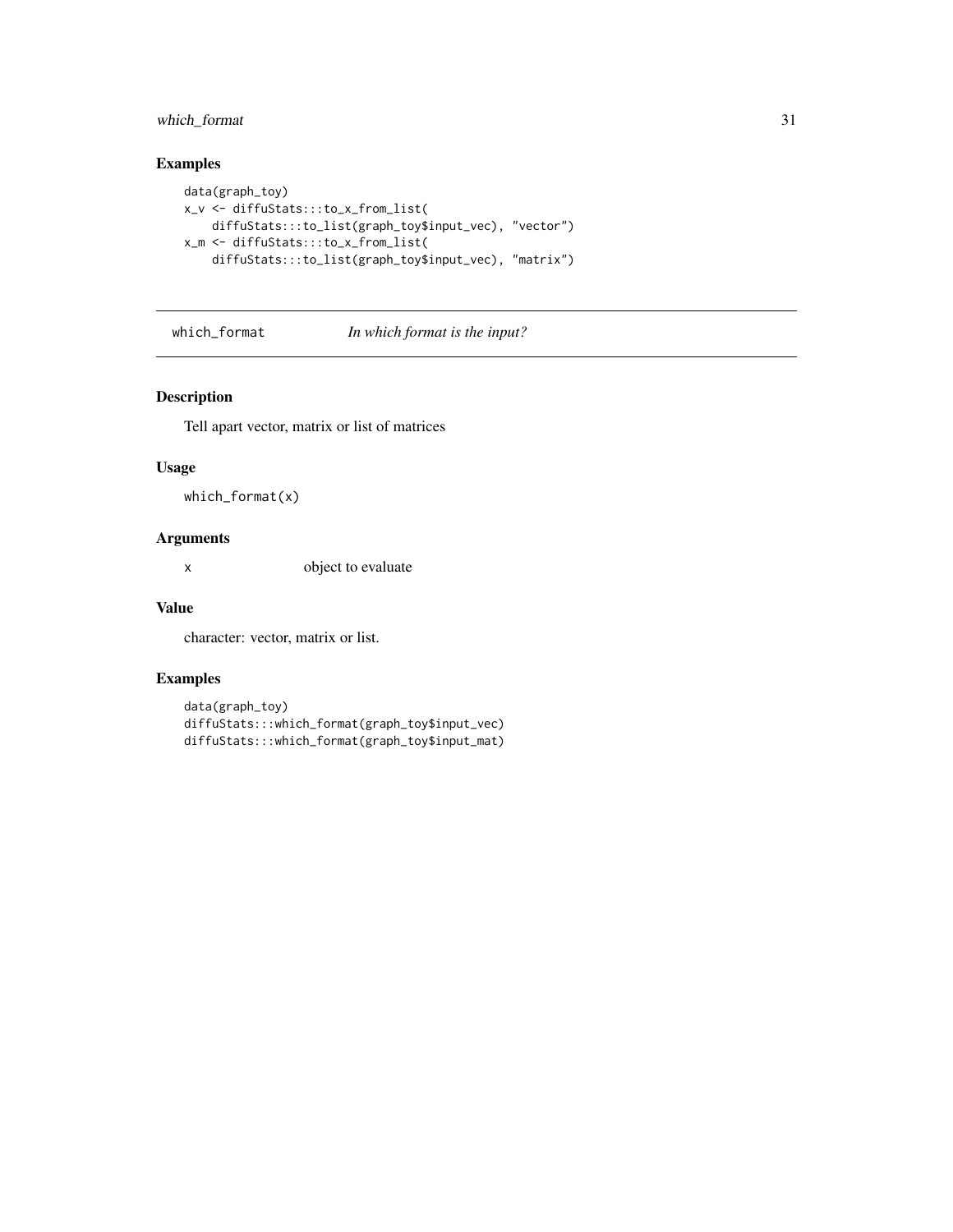## Examples

```
data(graph_toy)
x_v <- diffuStats:::to_x_from_list(
    diffuStats:::to_list(graph_toy$input_vec), "vector")
x_m <- diffuStats:::to_x_from_list(
    diffuStats:::to_list(graph_toy$input_vec), "matrix")
```

---

# which_format *In which format is the input?*

---

## Description

Tell apart vector, matrix or list of matrices

## Usage

```
which_format(x)
```

## Arguments

| | |
|---|---|
| x | object to evaluate |

## Value

character: vector, matrix or list.

## Examples

```
data(graph_toy)
diffuStats:::which_format(graph_toy$input_vec)
diffuStats:::which_format(graph_toy$input_mat)
```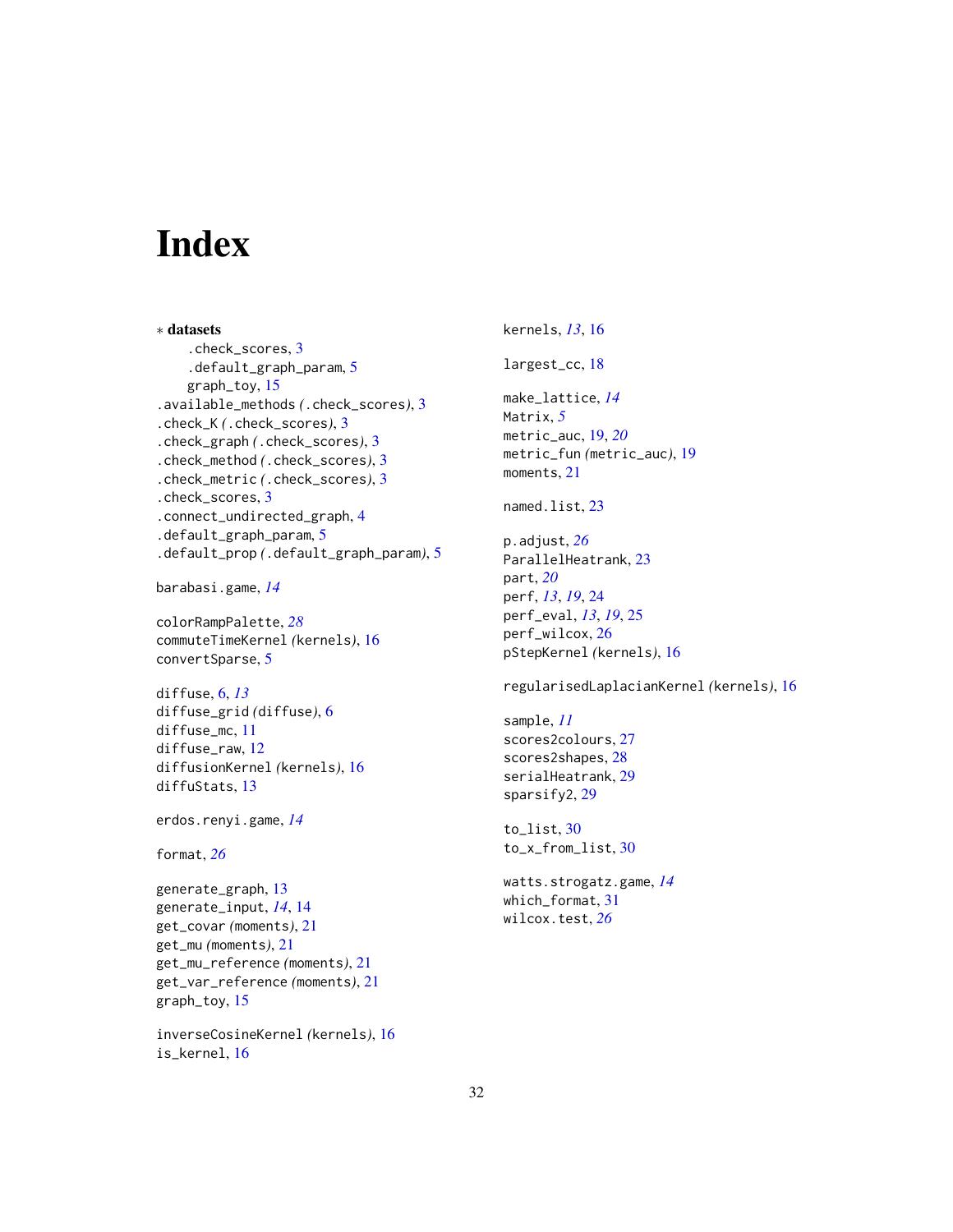# Index

∗ **datasets**
  .check_scores, 3
  .default_graph_param, 5
  graph_toy, 15
.available_methods (.check_scores), 3
.check_K (.check_scores), 3
.check_graph (.check_scores), 3
.check_method (.check_scores), 3
.check_metric (.check_scores), 3
.check_scores, 3
.connect_undirected_graph, 4
.default_graph_param, 5
.default_prop (.default_graph_param), 5

barabasi.game, *14*

colorRampPalette, *28*
commuteTimeKernel (kernels), 16
convertSparse, 5

diffuse, 6, *13*
diffuse_grid (diffuse), 6
diffuse_mc, 11
diffuse_raw, 12
diffusionKernel (kernels), 16
diffuStats, 13

erdos.renyi.game, *14*

format, *26*

generate_graph, 13
generate_input, *14*, 14
get_covar (moments), 21
get_mu (moments), 21
get_mu_reference (moments), 21
get_var_reference (moments), 21
graph_toy, 15

inverseCosineKernel (kernels), 16
is_kernel, 16

kernels, *13*, 16

largest_cc, 18

make_lattice, *14*
Matrix, *5*
metric_auc, 19, *20*
metric_fun (metric_auc), 19
moments, 21

named.list, 23

p.adjust, *26*
ParallelHeatrank, 23
part, *20*
perf, *13*, *19*, 24
perf_eval, *13*, *19*, 25
perf_wilcox, 26
pStepKernel (kernels), 16

regularisedLaplacianKernel (kernels), 16

sample, *11*
scores2colours, 27
scores2shapes, 28
serialHeatrank, 29
sparsify2, 29

to_list, 30
to_x_from_list, 30

watts.strogatz.game, *14*
which_format, 31
wilcox.test, *26*